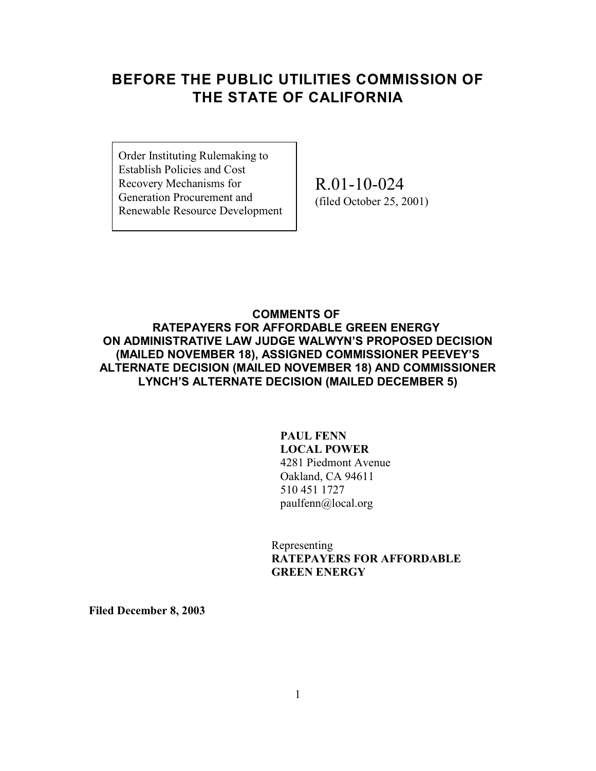# BEFORE THE PUBLIC UTILITIES COMMISSION OF THE STATE OF CALIFORNIA

| Order Instituting Rulemaking to Establish Policies and Cost Recovery Mechanisms for Generation Procurement and Renewable Resource Development | R.01-10-024 (filed October 25, 2001) |
| --- | --- |

## COMMENTS OF RATEPAYERS FOR AFFORDABLE GREEN ENERGY ON ADMINISTRATIVE LAW JUDGE WALWYN'S PROPOSED DECISION (MAILED NOVEMBER 18), ASSIGNED COMMISSIONER PEEVEY'S ALTERNATE DECISION (MAILED NOVEMBER 18) AND COMMISSIONER LYNCH'S ALTERNATE DECISION (MAILED DECEMBER 5)

**PAUL FENN**
**LOCAL POWER**
4281 Piedmont Avenue
Oakland, CA 94611
510 451 1727
paulfenn@local.org

Representing
**RATEPAYERS FOR AFFORDABLE GREEN ENERGY**

**Filed December 8, 2003**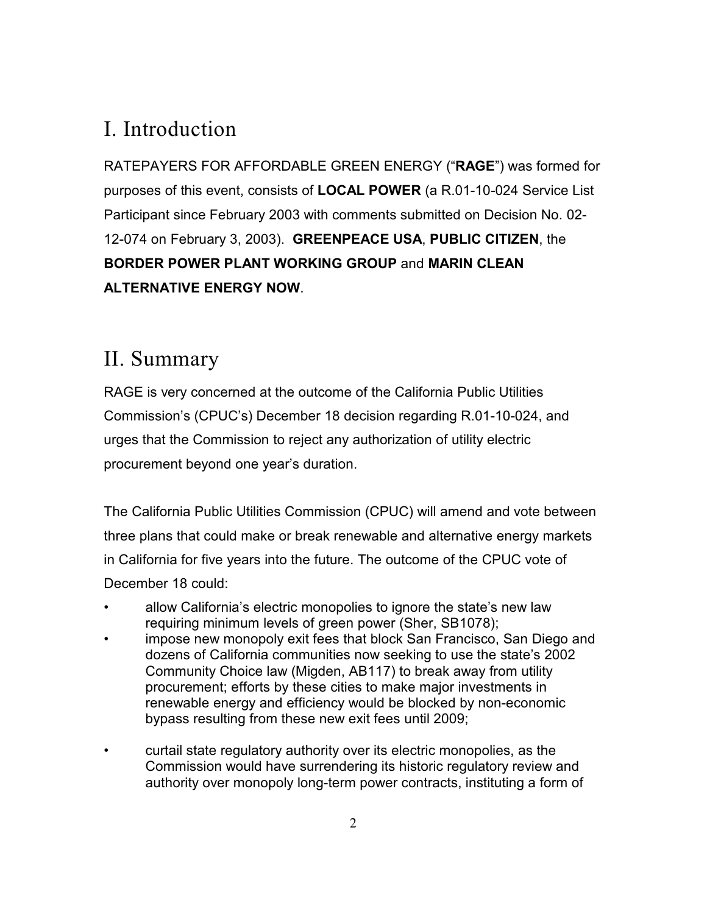# I. Introduction

RATEPAYERS FOR AFFORDABLE GREEN ENERGY ("**RAGE**") was formed for purposes of this event, consists of **LOCAL POWER** (a R.01-10-024 Service List Participant since February 2003 with comments submitted on Decision No. 02-12-074 on February 3, 2003). **GREENPEACE USA**, **PUBLIC CITIZEN**, the **BORDER POWER PLANT WORKING GROUP** and **MARIN CLEAN ALTERNATIVE ENERGY NOW**.

# II. Summary

RAGE is very concerned at the outcome of the California Public Utilities Commission's (CPUC's) December 18 decision regarding R.01-10-024, and urges that the Commission to reject any authorization of utility electric procurement beyond one year's duration.

The California Public Utilities Commission (CPUC) will amend and vote between three plans that could make or break renewable and alternative energy markets in California for five years into the future. The outcome of the CPUC vote of December 18 could:

- allow California's electric monopolies to ignore the state's new law requiring minimum levels of green power (Sher, SB1078);
- impose new monopoly exit fees that block San Francisco, San Diego and dozens of California communities now seeking to use the state's 2002 Community Choice law (Migden, AB117) to break away from utility procurement; efforts by these cities to make major investments in renewable energy and efficiency would be blocked by non-economic bypass resulting from these new exit fees until 2009;
- curtail state regulatory authority over its electric monopolies, as the Commission would have surrendering its historic regulatory review and authority over monopoly long-term power contracts, instituting a form of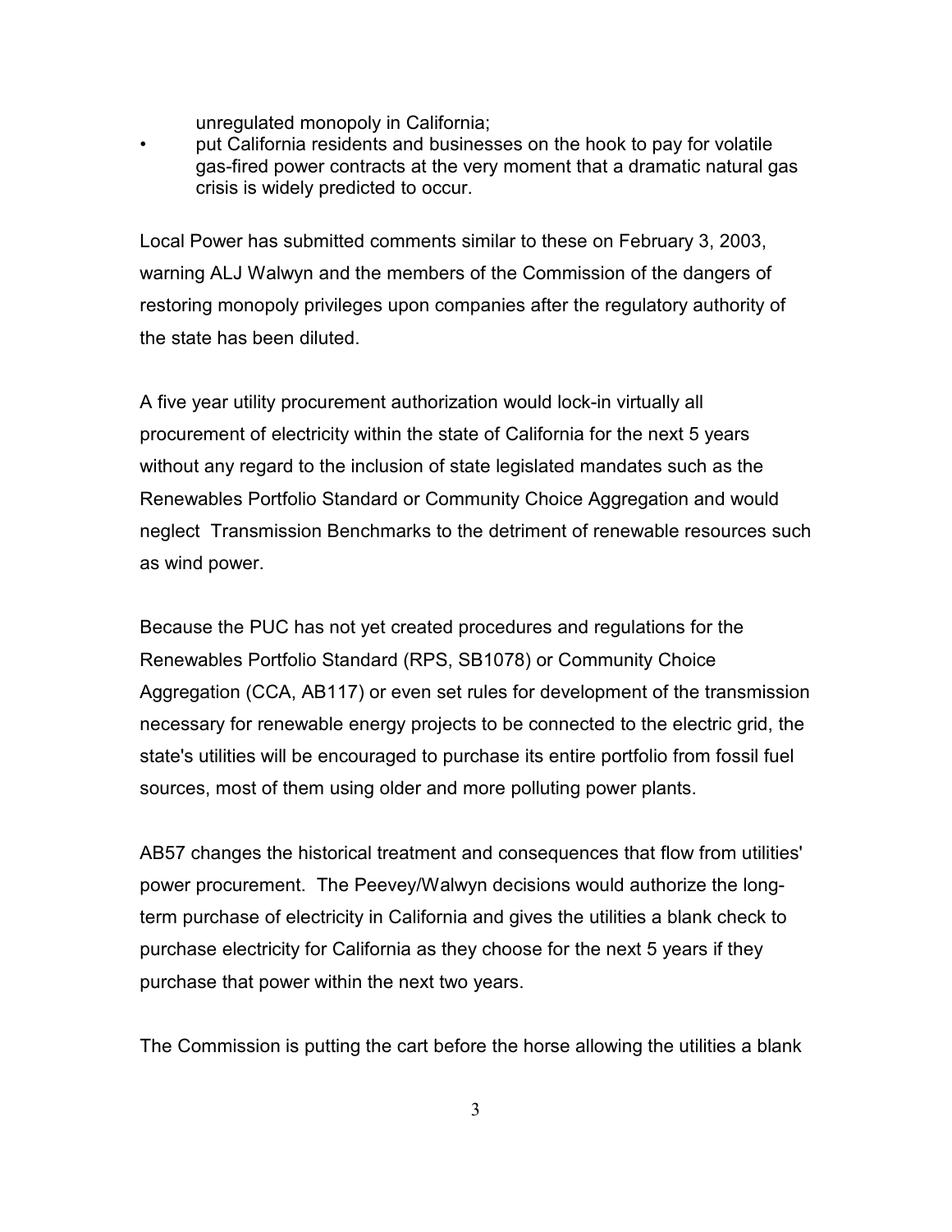unregulated monopoly in California;

- put California residents and businesses on the hook to pay for volatile gas-fired power contracts at the very moment that a dramatic natural gas crisis is widely predicted to occur.

Local Power has submitted comments similar to these on February 3, 2003, warning ALJ Walwyn and the members of the Commission of the dangers of restoring monopoly privileges upon companies after the regulatory authority of the state has been diluted.

A five year utility procurement authorization would lock-in virtually all procurement of electricity within the state of California for the next 5 years without any regard to the inclusion of state legislated mandates such as the Renewables Portfolio Standard or Community Choice Aggregation and would neglect  Transmission Benchmarks to the detriment of renewable resources such as wind power.

Because the PUC has not yet created procedures and regulations for the Renewables Portfolio Standard (RPS, SB1078) or Community Choice Aggregation (CCA, AB117) or even set rules for development of the transmission necessary for renewable energy projects to be connected to the electric grid, the state's utilities will be encouraged to purchase its entire portfolio from fossil fuel sources, most of them using older and more polluting power plants.

AB57 changes the historical treatment and consequences that flow from utilities' power procurement. The Peevey/Walwyn decisions would authorize the long-term purchase of electricity in California and gives the utilities a blank check to purchase electricity for California as they choose for the next 5 years if they purchase that power within the next two years.

The Commission is putting the cart before the horse allowing the utilities a blank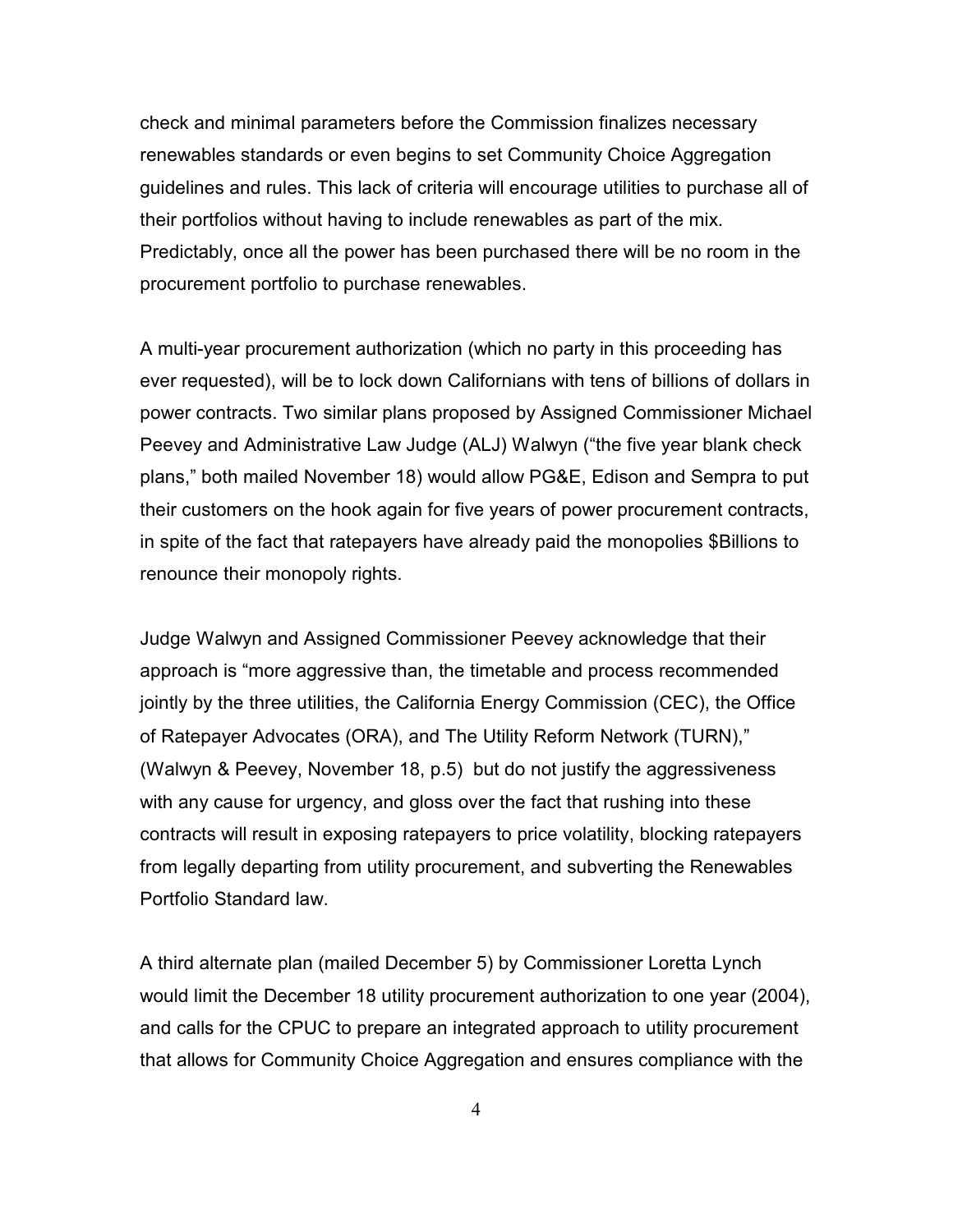check and minimal parameters before the Commission finalizes necessary renewables standards or even begins to set Community Choice Aggregation guidelines and rules. This lack of criteria will encourage utilities to purchase all of their portfolios without having to include renewables as part of the mix. Predictably, once all the power has been purchased there will be no room in the procurement portfolio to purchase renewables.

A multi-year procurement authorization (which no party in this proceeding has ever requested), will be to lock down Californians with tens of billions of dollars in power contracts. Two similar plans proposed by Assigned Commissioner Michael Peevey and Administrative Law Judge (ALJ) Walwyn ("the five year blank check plans," both mailed November 18) would allow PG&E, Edison and Sempra to put their customers on the hook again for five years of power procurement contracts, in spite of the fact that ratepayers have already paid the monopolies $Billions to renounce their monopoly rights.

Judge Walwyn and Assigned Commissioner Peevey acknowledge that their approach is "more aggressive than, the timetable and process recommended jointly by the three utilities, the California Energy Commission (CEC), the Office of Ratepayer Advocates (ORA), and The Utility Reform Network (TURN)," (Walwyn & Peevey, November 18, p.5) but do not justify the aggressiveness with any cause for urgency, and gloss over the fact that rushing into these contracts will result in exposing ratepayers to price volatility, blocking ratepayers from legally departing from utility procurement, and subverting the Renewables Portfolio Standard law.

A third alternate plan (mailed December 5) by Commissioner Loretta Lynch would limit the December 18 utility procurement authorization to one year (2004), and calls for the CPUC to prepare an integrated approach to utility procurement that allows for Community Choice Aggregation and ensures compliance with the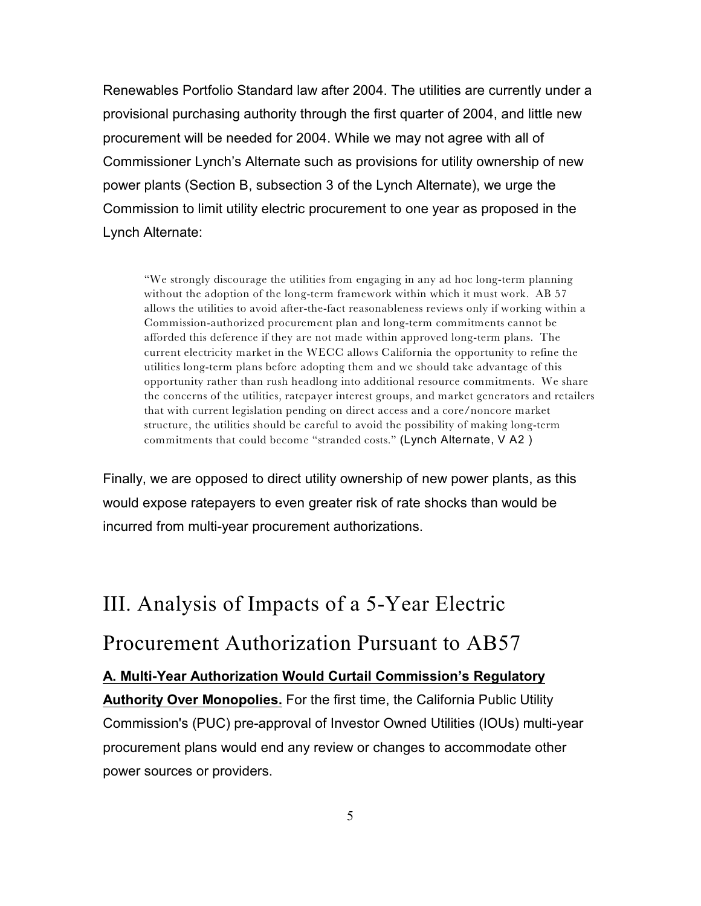Renewables Portfolio Standard law after 2004. The utilities are currently under a provisional purchasing authority through the first quarter of 2004, and little new procurement will be needed for 2004. While we may not agree with all of Commissioner Lynch's Alternate such as provisions for utility ownership of new power plants (Section B, subsection 3 of the Lynch Alternate), we urge the Commission to limit utility electric procurement to one year as proposed in the Lynch Alternate:

> "We strongly discourage the utilities from engaging in any ad hoc long-term planning without the adoption of the long-term framework within which it must work. AB 57 allows the utilities to avoid after-the-fact reasonableness reviews only if working within a Commission-authorized procurement plan and long-term commitments cannot be afforded this deference if they are not made within approved long-term plans. The current electricity market in the WECC allows California the opportunity to refine the utilities long-term plans before adopting them and we should take advantage of this opportunity rather than rush headlong into additional resource commitments. We share the concerns of the utilities, ratepayer interest groups, and market generators and retailers that with current legislation pending on direct access and a core/noncore market structure, the utilities should be careful to avoid the possibility of making long-term commitments that could become "stranded costs." (Lynch Alternate, V A2 )

Finally, we are opposed to direct utility ownership of new power plants, as this would expose ratepayers to even greater risk of rate shocks than would be incurred from multi-year procurement authorizations.

# III. Analysis of Impacts of a 5-Year Electric Procurement Authorization Pursuant to AB57

**A. Multi-Year Authorization Would Curtail Commission's Regulatory Authority Over Monopolies.** For the first time, the California Public Utility Commission's (PUC) pre-approval of Investor Owned Utilities (IOUs) multi-year procurement plans would end any review or changes to accommodate other power sources or providers.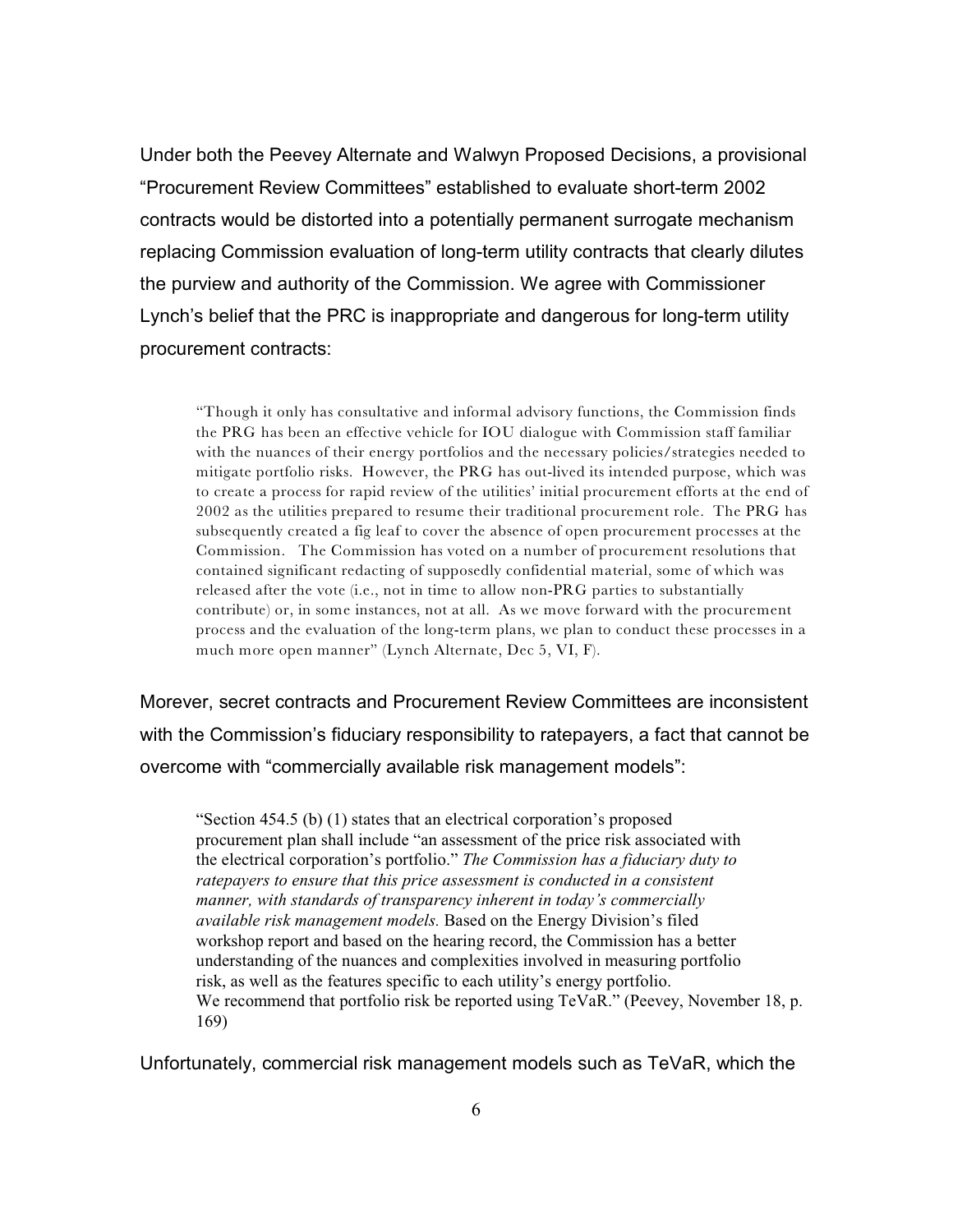Under both the Peevey Alternate and Walwyn Proposed Decisions, a provisional "Procurement Review Committees" established to evaluate short-term 2002 contracts would be distorted into a potentially permanent surrogate mechanism replacing Commission evaluation of long-term utility contracts that clearly dilutes the purview and authority of the Commission. We agree with Commissioner Lynch's belief that the PRC is inappropriate and dangerous for long-term utility procurement contracts:

> "Though it only has consultative and informal advisory functions, the Commission finds the PRG has been an effective vehicle for IOU dialogue with Commission staff familiar with the nuances of their energy portfolios and the necessary policies/strategies needed to mitigate portfolio risks. However, the PRG has out-lived its intended purpose, which was to create a process for rapid review of the utilities' initial procurement efforts at the end of 2002 as the utilities prepared to resume their traditional procurement role. The PRG has subsequently created a fig leaf to cover the absence of open procurement processes at the Commission. The Commission has voted on a number of procurement resolutions that contained significant redacting of supposedly confidential material, some of which was released after the vote (i.e., not in time to allow non-PRG parties to substantially contribute) or, in some instances, not at all. As we move forward with the procurement process and the evaluation of the long-term plans, we plan to conduct these processes in a much more open manner" (Lynch Alternate, Dec 5, VI, F).

Morever, secret contracts and Procurement Review Committees are inconsistent with the Commission's fiduciary responsibility to ratepayers, a fact that cannot be overcome with "commercially available risk management models":

> "Section 454.5 (b) (1) states that an electrical corporation's proposed procurement plan shall include "an assessment of the price risk associated with the electrical corporation's portfolio." *The Commission has a fiduciary duty to ratepayers to ensure that this price assessment is conducted in a consistent manner, with standards of transparency inherent in today's commercially available risk management models.* Based on the Energy Division's filed workshop report and based on the hearing record, the Commission has a better understanding of the nuances and complexities involved in measuring portfolio risk, as well as the features specific to each utility's energy portfolio. We recommend that portfolio risk be reported using TeVaR." (Peevey, November 18, p. 169)

Unfortunately, commercial risk management models such as TeVaR, which the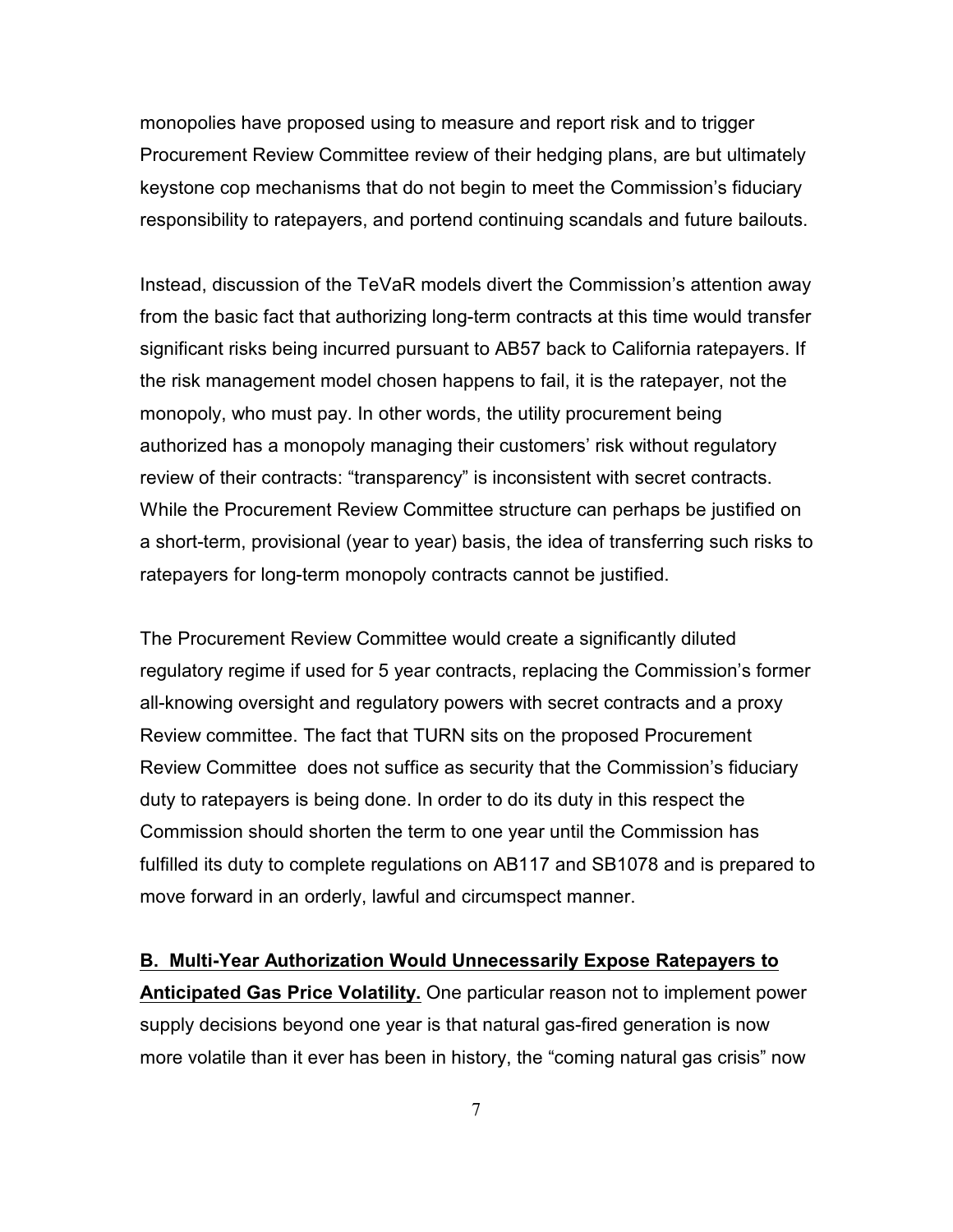monopolies have proposed using to measure and report risk and to trigger Procurement Review Committee review of their hedging plans, are but ultimately keystone cop mechanisms that do not begin to meet the Commission's fiduciary responsibility to ratepayers, and portend continuing scandals and future bailouts.

Instead, discussion of the TeVaR models divert the Commission's attention away from the basic fact that authorizing long-term contracts at this time would transfer significant risks being incurred pursuant to AB57 back to California ratepayers. If the risk management model chosen happens to fail, it is the ratepayer, not the monopoly, who must pay. In other words, the utility procurement being authorized has a monopoly managing their customers' risk without regulatory review of their contracts: "transparency" is inconsistent with secret contracts. While the Procurement Review Committee structure can perhaps be justified on a short-term, provisional (year to year) basis, the idea of transferring such risks to ratepayers for long-term monopoly contracts cannot be justified.

The Procurement Review Committee would create a significantly diluted regulatory regime if used for 5 year contracts, replacing the Commission's former all-knowing oversight and regulatory powers with secret contracts and a proxy Review committee. The fact that TURN sits on the proposed Procurement Review Committee does not suffice as security that the Commission's fiduciary duty to ratepayers is being done. In order to do its duty in this respect the Commission should shorten the term to one year until the Commission has fulfilled its duty to complete regulations on AB117 and SB1078 and is prepared to move forward in an orderly, lawful and circumspect manner.

**B. Multi-Year Authorization Would Unnecessarily Expose Ratepayers to Anticipated Gas Price Volatility.** One particular reason not to implement power supply decisions beyond one year is that natural gas-fired generation is now more volatile than it ever has been in history, the "coming natural gas crisis" now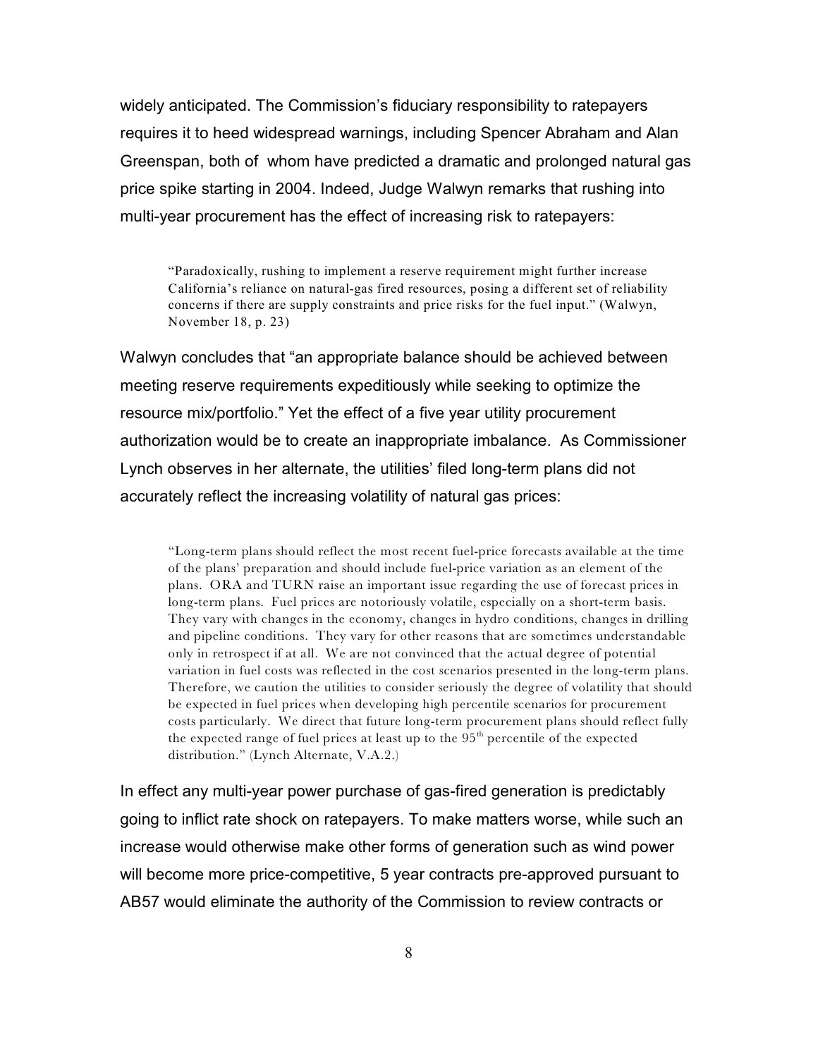widely anticipated. The Commission's fiduciary responsibility to ratepayers requires it to heed widespread warnings, including Spencer Abraham and Alan Greenspan, both of whom have predicted a dramatic and prolonged natural gas price spike starting in 2004. Indeed, Judge Walwyn remarks that rushing into multi-year procurement has the effect of increasing risk to ratepayers:

> "Paradoxically, rushing to implement a reserve requirement might further increase California's reliance on natural-gas fired resources, posing a different set of reliability concerns if there are supply constraints and price risks for the fuel input." (Walwyn, November 18, p. 23)

Walwyn concludes that "an appropriate balance should be achieved between meeting reserve requirements expeditiously while seeking to optimize the resource mix/portfolio." Yet the effect of a five year utility procurement authorization would be to create an inappropriate imbalance. As Commissioner Lynch observes in her alternate, the utilities' filed long-term plans did not accurately reflect the increasing volatility of natural gas prices:

> "Long-term plans should reflect the most recent fuel-price forecasts available at the time of the plans' preparation and should include fuel-price variation as an element of the plans. ORA and TURN raise an important issue regarding the use of forecast prices in long-term plans. Fuel prices are notoriously volatile, especially on a short-term basis. They vary with changes in the economy, changes in hydro conditions, changes in drilling and pipeline conditions. They vary for other reasons that are sometimes understandable only in retrospect if at all. We are not convinced that the actual degree of potential variation in fuel costs was reflected in the cost scenarios presented in the long-term plans. Therefore, we caution the utilities to consider seriously the degree of volatility that should be expected in fuel prices when developing high percentile scenarios for procurement costs particularly. We direct that future long-term procurement plans should reflect fully the expected range of fuel prices at least up to the 95th percentile of the expected distribution." (Lynch Alternate, V.A.2.)

In effect any multi-year power purchase of gas-fired generation is predictably going to inflict rate shock on ratepayers. To make matters worse, while such an increase would otherwise make other forms of generation such as wind power will become more price-competitive, 5 year contracts pre-approved pursuant to AB57 would eliminate the authority of the Commission to review contracts or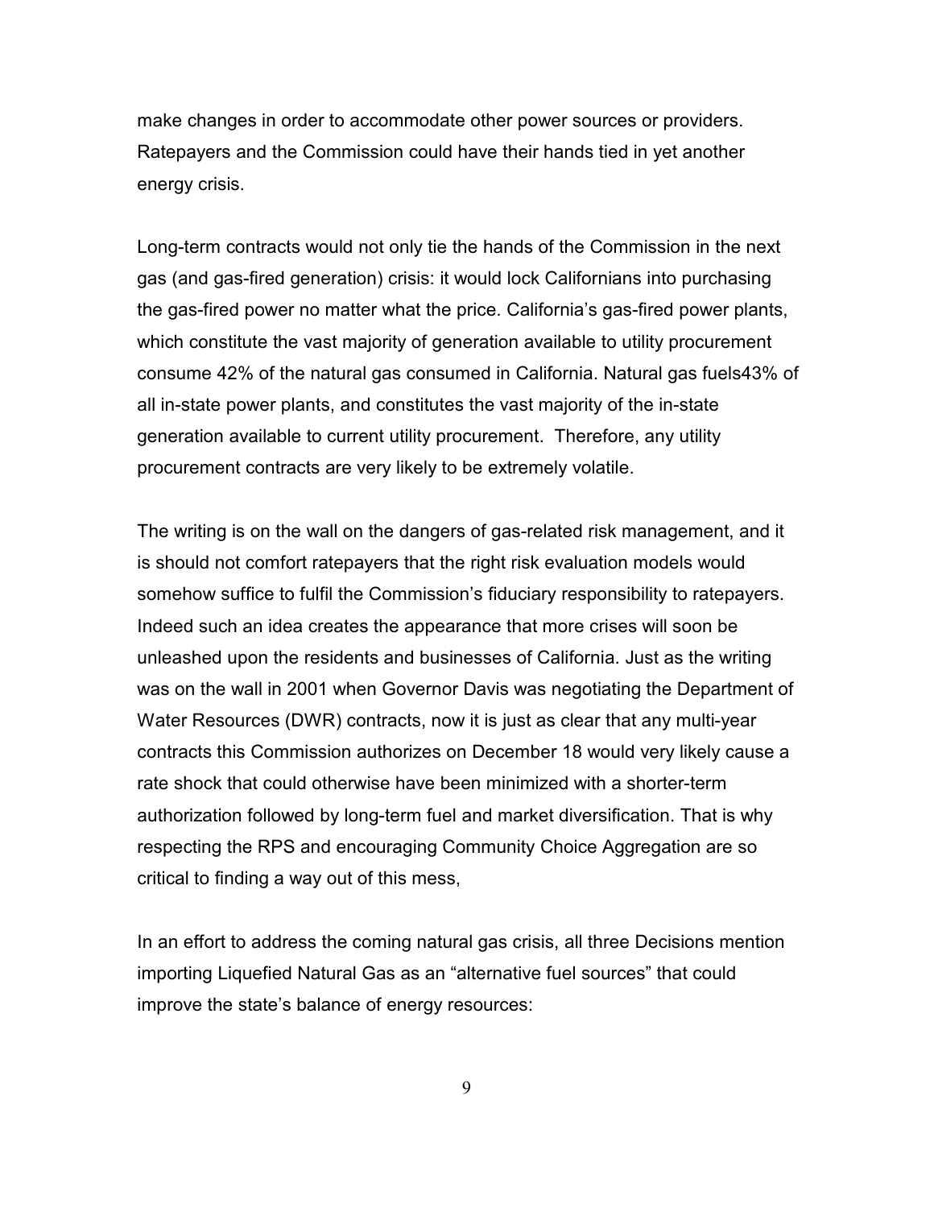make changes in order to accommodate other power sources or providers. Ratepayers and the Commission could have their hands tied in yet another energy crisis.

Long-term contracts would not only tie the hands of the Commission in the next gas (and gas-fired generation) crisis: it would lock Californians into purchasing the gas-fired power no matter what the price. California's gas-fired power plants, which constitute the vast majority of generation available to utility procurement consume 42% of the natural gas consumed in California. Natural gas fuels43% of all in-state power plants, and constitutes the vast majority of the in-state generation available to current utility procurement. Therefore, any utility procurement contracts are very likely to be extremely volatile.

The writing is on the wall on the dangers of gas-related risk management, and it is should not comfort ratepayers that the right risk evaluation models would somehow suffice to fulfil the Commission's fiduciary responsibility to ratepayers. Indeed such an idea creates the appearance that more crises will soon be unleashed upon the residents and businesses of California. Just as the writing was on the wall in 2001 when Governor Davis was negotiating the Department of Water Resources (DWR) contracts, now it is just as clear that any multi-year contracts this Commission authorizes on December 18 would very likely cause a rate shock that could otherwise have been minimized with a shorter-term authorization followed by long-term fuel and market diversification. That is why respecting the RPS and encouraging Community Choice Aggregation are so critical to finding a way out of this mess,

In an effort to address the coming natural gas crisis, all three Decisions mention importing Liquefied Natural Gas as an "alternative fuel sources" that could improve the state's balance of energy resources: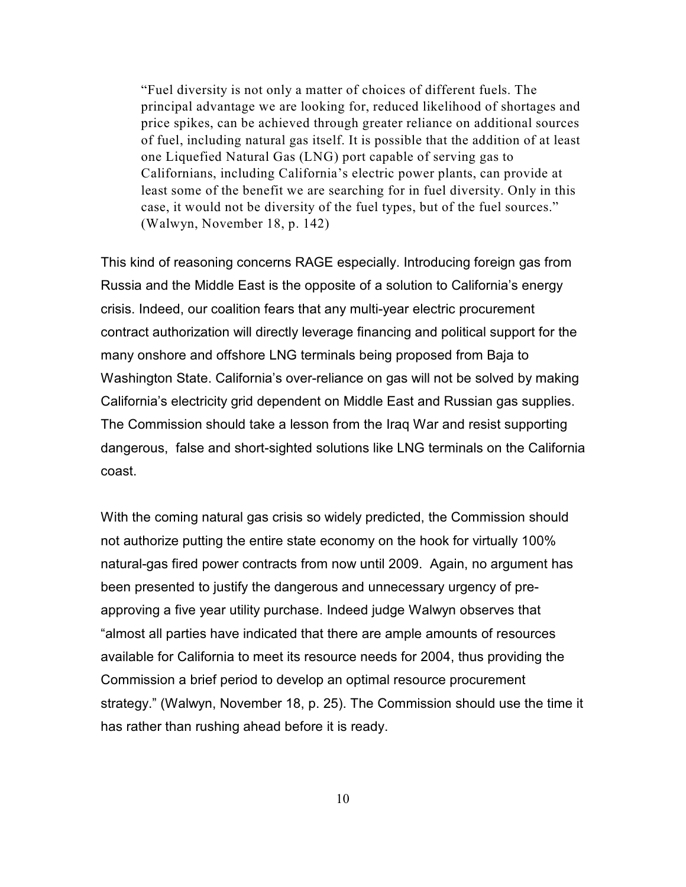> "Fuel diversity is not only a matter of choices of different fuels. The principal advantage we are looking for, reduced likelihood of shortages and price spikes, can be achieved through greater reliance on additional sources of fuel, including natural gas itself. It is possible that the addition of at least one Liquefied Natural Gas (LNG) port capable of serving gas to Californians, including California's electric power plants, can provide at least some of the benefit we are searching for in fuel diversity. Only in this case, it would not be diversity of the fuel types, but of the fuel sources." (Walwyn, November 18, p. 142)

This kind of reasoning concerns RAGE especially. Introducing foreign gas from Russia and the Middle East is the opposite of a solution to California's energy crisis. Indeed, our coalition fears that any multi-year electric procurement contract authorization will directly leverage financing and political support for the many onshore and offshore LNG terminals being proposed from Baja to Washington State. California's over-reliance on gas will not be solved by making California's electricity grid dependent on Middle East and Russian gas supplies. The Commission should take a lesson from the Iraq War and resist supporting dangerous, false and short-sighted solutions like LNG terminals on the California coast.

With the coming natural gas crisis so widely predicted, the Commission should not authorize putting the entire state economy on the hook for virtually 100% natural-gas fired power contracts from now until 2009. Again, no argument has been presented to justify the dangerous and unnecessary urgency of pre-approving a five year utility purchase. Indeed judge Walwyn observes that "almost all parties have indicated that there are ample amounts of resources available for California to meet its resource needs for 2004, thus providing the Commission a brief period to develop an optimal resource procurement strategy." (Walwyn, November 18, p. 25). The Commission should use the time it has rather than rushing ahead before it is ready.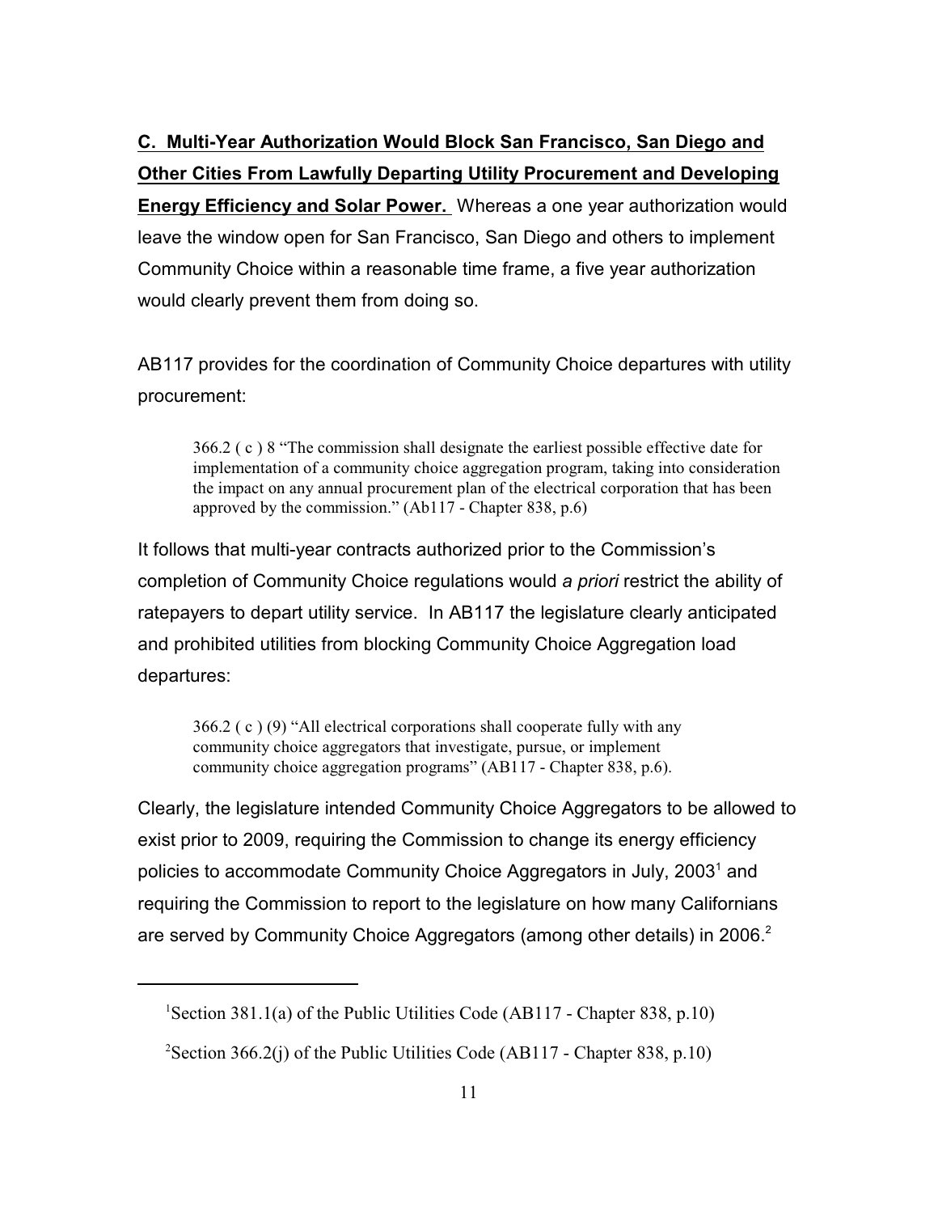**C. Multi-Year Authorization Would Block San Francisco, San Diego and Other Cities From Lawfully Departing Utility Procurement and Developing Energy Efficiency and Solar Power.** Whereas a one year authorization would leave the window open for San Francisco, San Diego and others to implement Community Choice within a reasonable time frame, a five year authorization would clearly prevent them from doing so.

AB117 provides for the coordination of Community Choice departures with utility procurement:

> 366.2 ( c ) 8 "The commission shall designate the earliest possible effective date for implementation of a community choice aggregation program, taking into consideration the impact on any annual procurement plan of the electrical corporation that has been approved by the commission." (Ab117 - Chapter 838, p.6)

It follows that multi-year contracts authorized prior to the Commission's completion of Community Choice regulations would *a priori* restrict the ability of ratepayers to depart utility service. In AB117 the legislature clearly anticipated and prohibited utilities from blocking Community Choice Aggregation load departures:

> 366.2 ( c ) (9) "All electrical corporations shall cooperate fully with any community choice aggregators that investigate, pursue, or implement community choice aggregation programs" (AB117 - Chapter 838, p.6).

Clearly, the legislature intended Community Choice Aggregators to be allowed to exist prior to 2009, requiring the Commission to change its energy efficiency policies to accommodate Community Choice Aggregators in July, 2003[1] and requiring the Commission to report to the legislature on how many Californians are served by Community Choice Aggregators (among other details) in 2006.[2]

---

[1]Section 381.1(a) of the Public Utilities Code (AB117 - Chapter 838, p.10)

[2]Section 366.2(j) of the Public Utilities Code (AB117 - Chapter 838, p.10)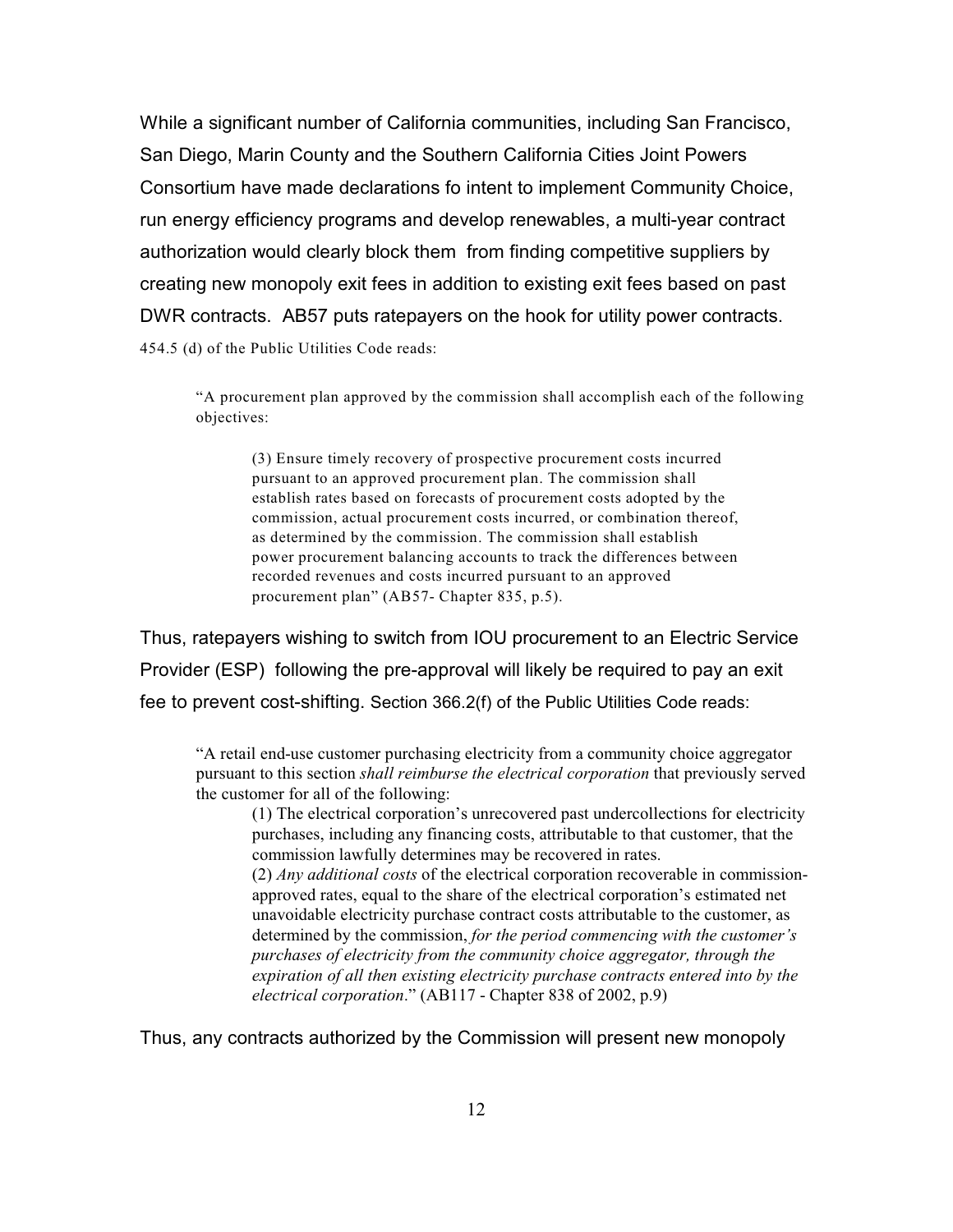While a significant number of California communities, including San Francisco, San Diego, Marin County and the Southern California Cities Joint Powers Consortium have made declarations fo intent to implement Community Choice, run energy efficiency programs and develop renewables, a multi-year contract authorization would clearly block them from finding competitive suppliers by creating new monopoly exit fees in addition to existing exit fees based on past DWR contracts. AB57 puts ratepayers on the hook for utility power contracts. 454.5 (d) of the Public Utilities Code reads:

> "A procurement plan approved by the commission shall accomplish each of the following objectives:
>
> > (3) Ensure timely recovery of prospective procurement costs incurred pursuant to an approved procurement plan. The commission shall establish rates based on forecasts of procurement costs adopted by the commission, actual procurement costs incurred, or combination thereof, as determined by the commission. The commission shall establish power procurement balancing accounts to track the differences between recorded revenues and costs incurred pursuant to an approved procurement plan" (AB57- Chapter 835, p.5).

Thus, ratepayers wishing to switch from IOU procurement to an Electric Service Provider (ESP) following the pre-approval will likely be required to pay an exit fee to prevent cost-shifting. Section 366.2(f) of the Public Utilities Code reads:

> "A retail end-use customer purchasing electricity from a community choice aggregator pursuant to this section *shall reimburse the electrical corporation* that previously served the customer for all of the following:
>
> > (1) The electrical corporation's unrecovered past undercollections for electricity purchases, including any financing costs, attributable to that customer, that the commission lawfully determines may be recovered in rates.
> > (2) *Any additional costs* of the electrical corporation recoverable in commission-approved rates, equal to the share of the electrical corporation's estimated net unavoidable electricity purchase contract costs attributable to the customer, as determined by the commission, *for the period commencing with the customer's purchases of electricity from the community choice aggregator, through the expiration of all then existing electricity purchase contracts entered into by the electrical corporation*." (AB117 - Chapter 838 of 2002, p.9)

Thus, any contracts authorized by the Commission will present new monopoly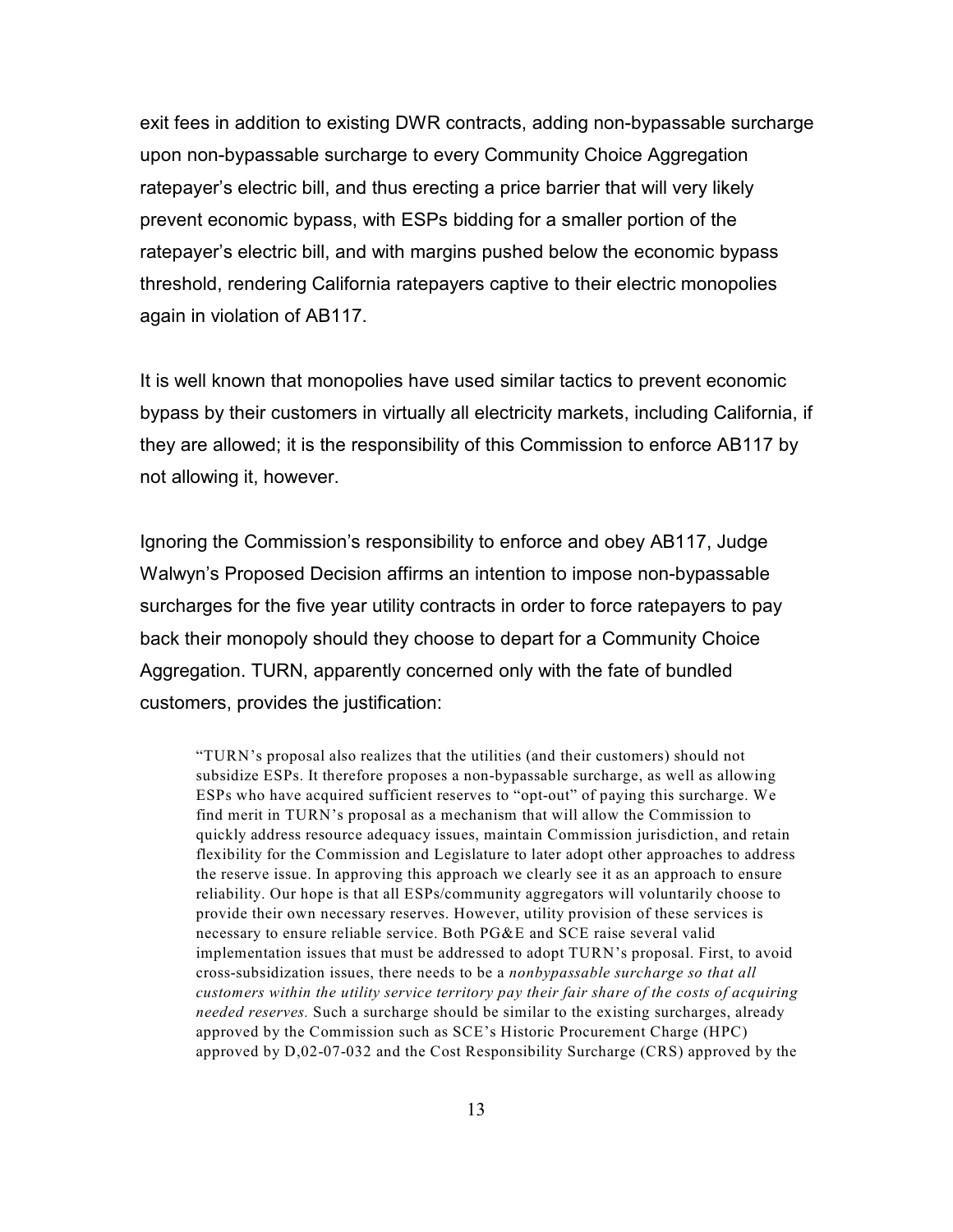exit fees in addition to existing DWR contracts, adding non-bypassable surcharge upon non-bypassable surcharge to every Community Choice Aggregation ratepayer's electric bill, and thus erecting a price barrier that will very likely prevent economic bypass, with ESPs bidding for a smaller portion of the ratepayer's electric bill, and with margins pushed below the economic bypass threshold, rendering California ratepayers captive to their electric monopolies again in violation of AB117.

It is well known that monopolies have used similar tactics to prevent economic bypass by their customers in virtually all electricity markets, including California, if they are allowed; it is the responsibility of this Commission to enforce AB117 by not allowing it, however.

Ignoring the Commission's responsibility to enforce and obey AB117, Judge Walwyn's Proposed Decision affirms an intention to impose non-bypassable surcharges for the five year utility contracts in order to force ratepayers to pay back their monopoly should they choose to depart for a Community Choice Aggregation. TURN, apparently concerned only with the fate of bundled customers, provides the justification:

> "TURN's proposal also realizes that the utilities (and their customers) should not subsidize ESPs. It therefore proposes a non-bypassable surcharge, as well as allowing ESPs who have acquired sufficient reserves to "opt-out" of paying this surcharge. We find merit in TURN's proposal as a mechanism that will allow the Commission to quickly address resource adequacy issues, maintain Commission jurisdiction, and retain flexibility for the Commission and Legislature to later adopt other approaches to address the reserve issue. In approving this approach we clearly see it as an approach to ensure reliability. Our hope is that all ESPs/community aggregators will voluntarily choose to provide their own necessary reserves. However, utility provision of these services is necessary to ensure reliable service. Both PG&E and SCE raise several valid implementation issues that must be addressed to adopt TURN's proposal. First, to avoid cross-subsidization issues, there needs to be a *nonbypassable surcharge so that all customers within the utility service territory pay their fair share of the costs of acquiring needed reserves.* Such a surcharge should be similar to the existing surcharges, already approved by the Commission such as SCE's Historic Procurement Charge (HPC) approved by D,02-07-032 and the Cost Responsibility Surcharge (CRS) approved by the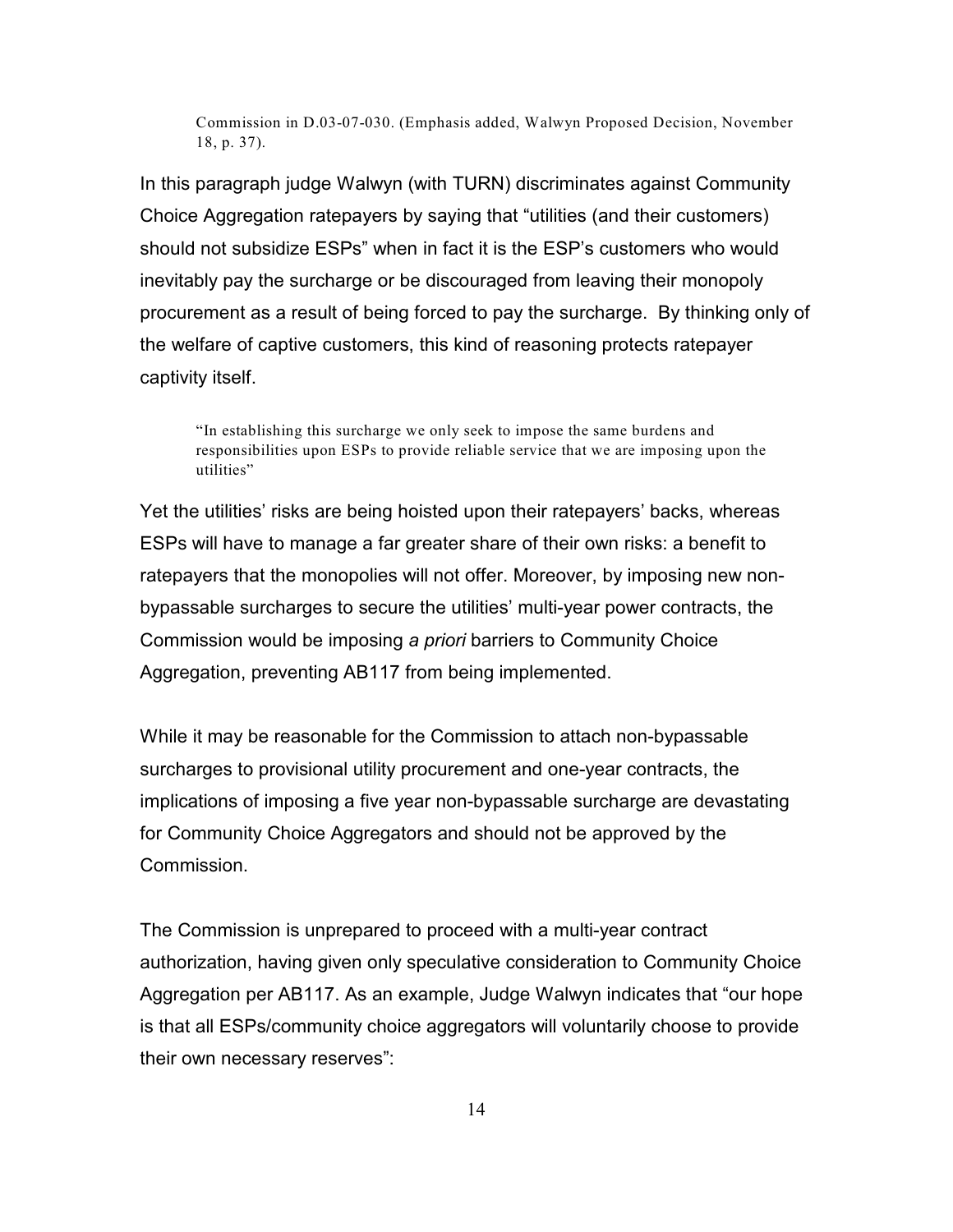> Commission in D.03-07-030. (Emphasis added, Walwyn Proposed Decision, November 18, p. 37).

In this paragraph judge Walwyn (with TURN) discriminates against Community Choice Aggregation ratepayers by saying that "utilities (and their customers) should not subsidize ESPs" when in fact it is the ESP's customers who would inevitably pay the surcharge or be discouraged from leaving their monopoly procurement as a result of being forced to pay the surcharge. By thinking only of the welfare of captive customers, this kind of reasoning protects ratepayer captivity itself.

> "In establishing this surcharge we only seek to impose the same burdens and responsibilities upon ESPs to provide reliable service that we are imposing upon the utilities"

Yet the utilities' risks are being hoisted upon their ratepayers' backs, whereas ESPs will have to manage a far greater share of their own risks: a benefit to ratepayers that the monopolies will not offer. Moreover, by imposing new non-bypassable surcharges to secure the utilities' multi-year power contracts, the Commission would be imposing *a priori* barriers to Community Choice Aggregation, preventing AB117 from being implemented.

While it may be reasonable for the Commission to attach non-bypassable surcharges to provisional utility procurement and one-year contracts, the implications of imposing a five year non-bypassable surcharge are devastating for Community Choice Aggregators and should not be approved by the Commission.

The Commission is unprepared to proceed with a multi-year contract authorization, having given only speculative consideration to Community Choice Aggregation per AB117. As an example, Judge Walwyn indicates that "our hope is that all ESPs/community choice aggregators will voluntarily choose to provide their own necessary reserves":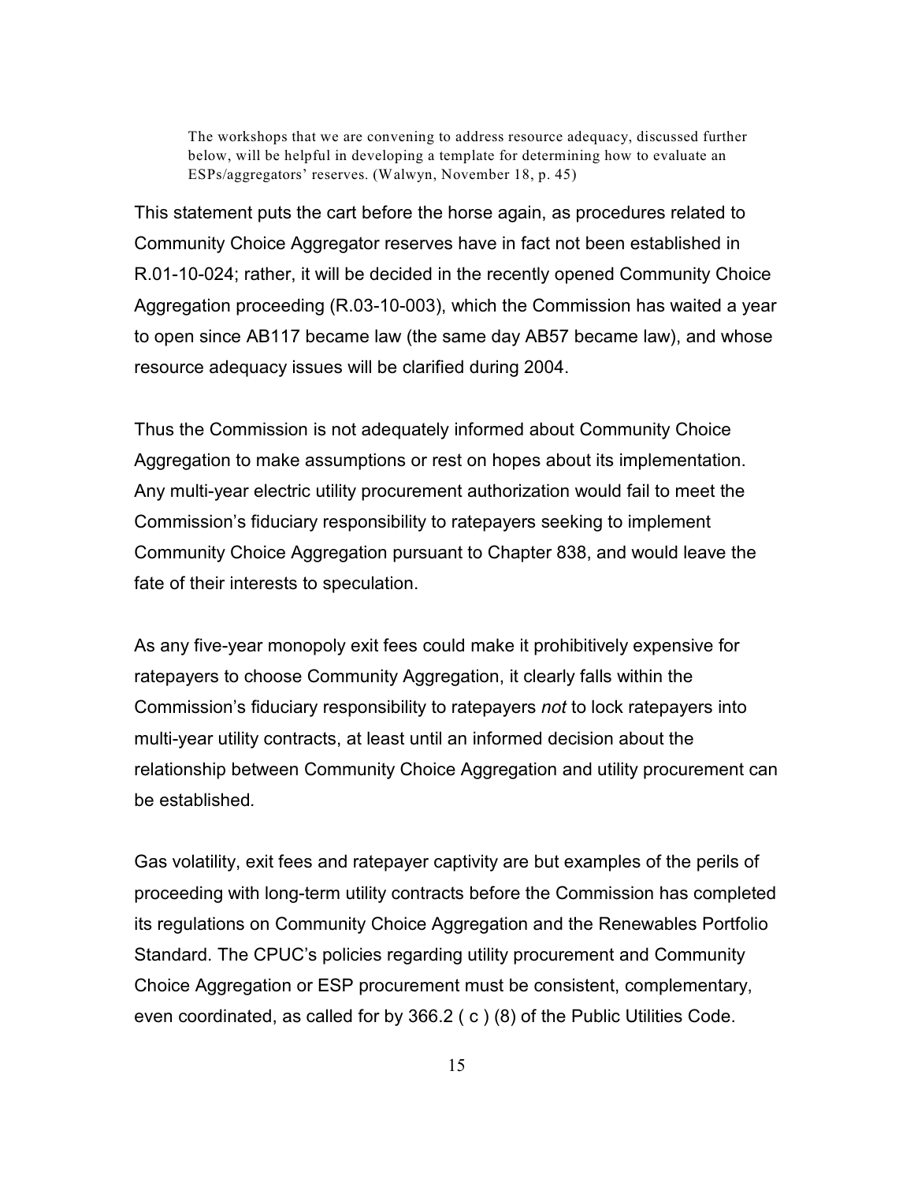> The workshops that we are convening to address resource adequacy, discussed further below, will be helpful in developing a template for determining how to evaluate an ESPs/aggregators' reserves. (Walwyn, November 18, p. 45)

This statement puts the cart before the horse again, as procedures related to Community Choice Aggregator reserves have in fact not been established in R.01-10-024; rather, it will be decided in the recently opened Community Choice Aggregation proceeding (R.03-10-003), which the Commission has waited a year to open since AB117 became law (the same day AB57 became law), and whose resource adequacy issues will be clarified during 2004.

Thus the Commission is not adequately informed about Community Choice Aggregation to make assumptions or rest on hopes about its implementation. Any multi-year electric utility procurement authorization would fail to meet the Commission's fiduciary responsibility to ratepayers seeking to implement Community Choice Aggregation pursuant to Chapter 838, and would leave the fate of their interests to speculation.

As any five-year monopoly exit fees could make it prohibitively expensive for ratepayers to choose Community Aggregation, it clearly falls within the Commission's fiduciary responsibility to ratepayers *not* to lock ratepayers into multi-year utility contracts, at least until an informed decision about the relationship between Community Choice Aggregation and utility procurement can be established.

Gas volatility, exit fees and ratepayer captivity are but examples of the perils of proceeding with long-term utility contracts before the Commission has completed its regulations on Community Choice Aggregation and the Renewables Portfolio Standard. The CPUC's policies regarding utility procurement and Community Choice Aggregation or ESP procurement must be consistent, complementary, even coordinated, as called for by 366.2 ( c ) (8) of the Public Utilities Code.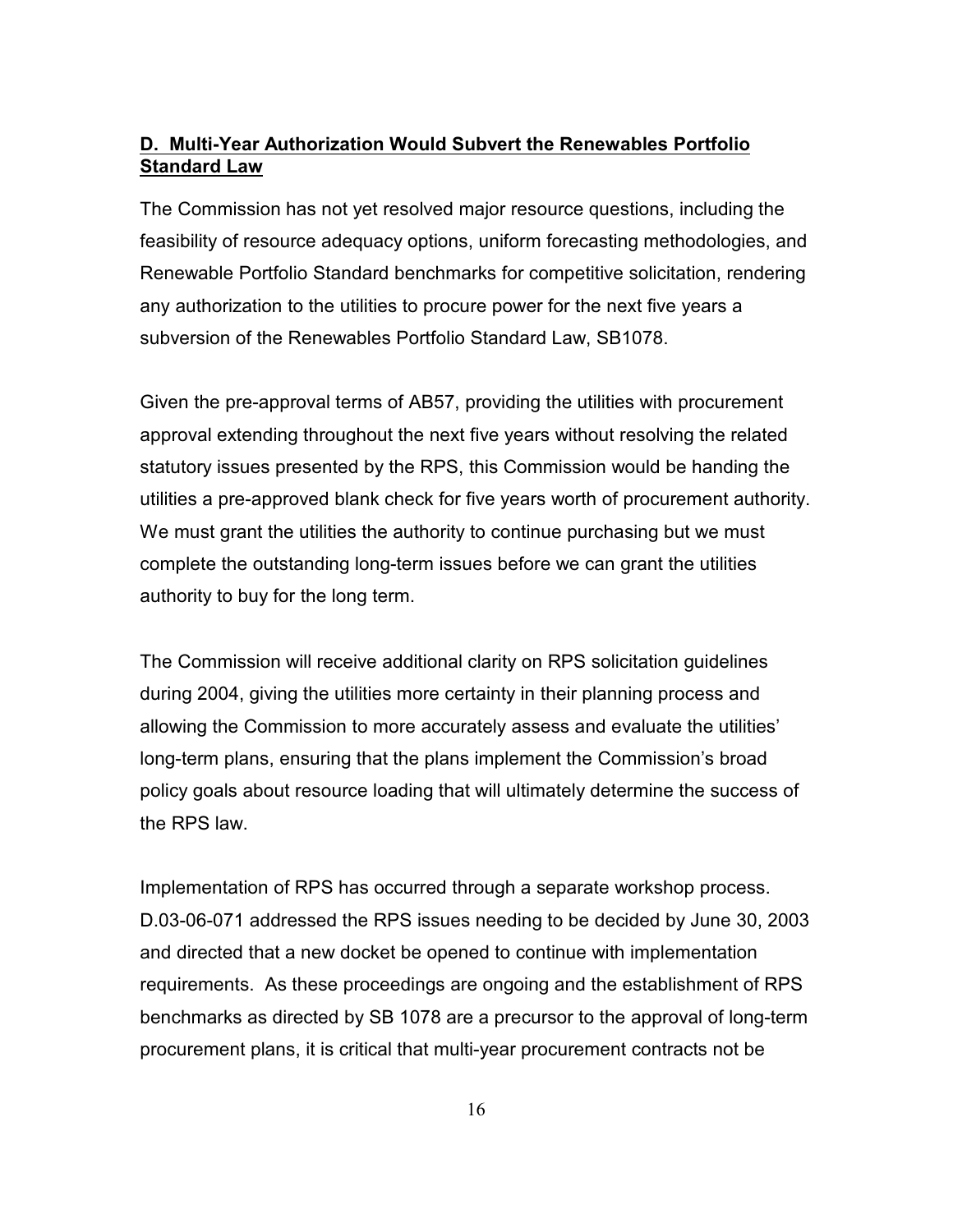## D. Multi-Year Authorization Would Subvert the Renewables Portfolio Standard Law

The Commission has not yet resolved major resource questions, including the feasibility of resource adequacy options, uniform forecasting methodologies, and Renewable Portfolio Standard benchmarks for competitive solicitation, rendering any authorization to the utilities to procure power for the next five years a subversion of the Renewables Portfolio Standard Law, SB1078.

Given the pre-approval terms of AB57, providing the utilities with procurement approval extending throughout the next five years without resolving the related statutory issues presented by the RPS, this Commission would be handing the utilities a pre-approved blank check for five years worth of procurement authority. We must grant the utilities the authority to continue purchasing but we must complete the outstanding long-term issues before we can grant the utilities authority to buy for the long term.

The Commission will receive additional clarity on RPS solicitation guidelines during 2004, giving the utilities more certainty in their planning process and allowing the Commission to more accurately assess and evaluate the utilities' long-term plans, ensuring that the plans implement the Commission's broad policy goals about resource loading that will ultimately determine the success of the RPS law.

Implementation of RPS has occurred through a separate workshop process. D.03-06-071 addressed the RPS issues needing to be decided by June 30, 2003 and directed that a new docket be opened to continue with implementation requirements. As these proceedings are ongoing and the establishment of RPS benchmarks as directed by SB 1078 are a precursor to the approval of long-term procurement plans, it is critical that multi-year procurement contracts not be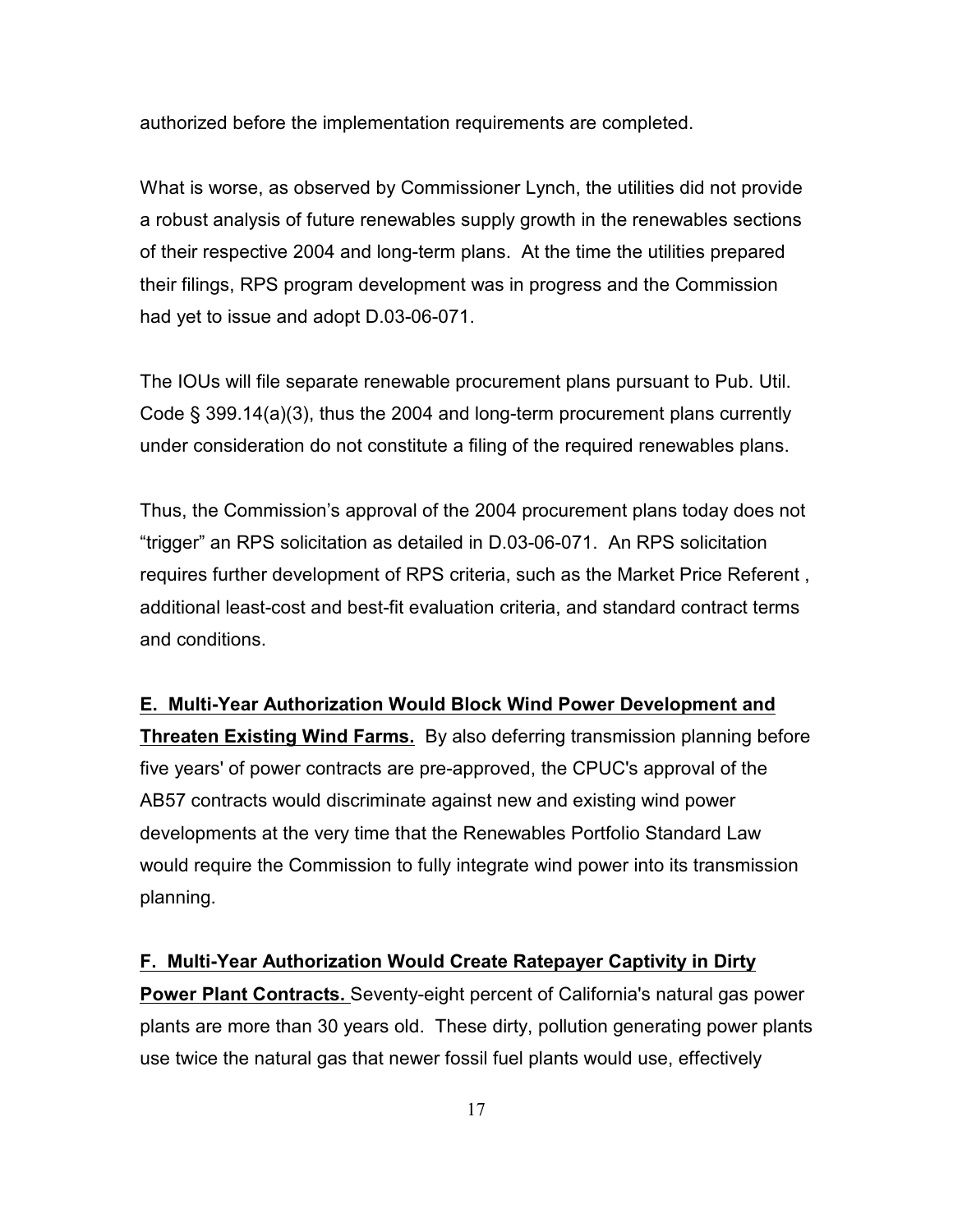authorized before the implementation requirements are completed.

What is worse, as observed by Commissioner Lynch, the utilities did not provide a robust analysis of future renewables supply growth in the renewables sections of their respective 2004 and long-term plans. At the time the utilities prepared their filings, RPS program development was in progress and the Commission had yet to issue and adopt D.03-06-071.

The IOUs will file separate renewable procurement plans pursuant to Pub. Util. Code § 399.14(a)(3), thus the 2004 and long-term procurement plans currently under consideration do not constitute a filing of the required renewables plans.

Thus, the Commission's approval of the 2004 procurement plans today does not "trigger" an RPS solicitation as detailed in D.03-06-071. An RPS solicitation requires further development of RPS criteria, such as the Market Price Referent , additional least-cost and best-fit evaluation criteria, and standard contract terms and conditions.

**E. Multi-Year Authorization Would Block Wind Power Development and Threaten Existing Wind Farms.** By also deferring transmission planning before five years' of power contracts are pre-approved, the CPUC's approval of the AB57 contracts would discriminate against new and existing wind power developments at the very time that the Renewables Portfolio Standard Law would require the Commission to fully integrate wind power into its transmission planning.

**F. Multi-Year Authorization Would Create Ratepayer Captivity in Dirty Power Plant Contracts.** Seventy-eight percent of California's natural gas power plants are more than 30 years old. These dirty, pollution generating power plants use twice the natural gas that newer fossil fuel plants would use, effectively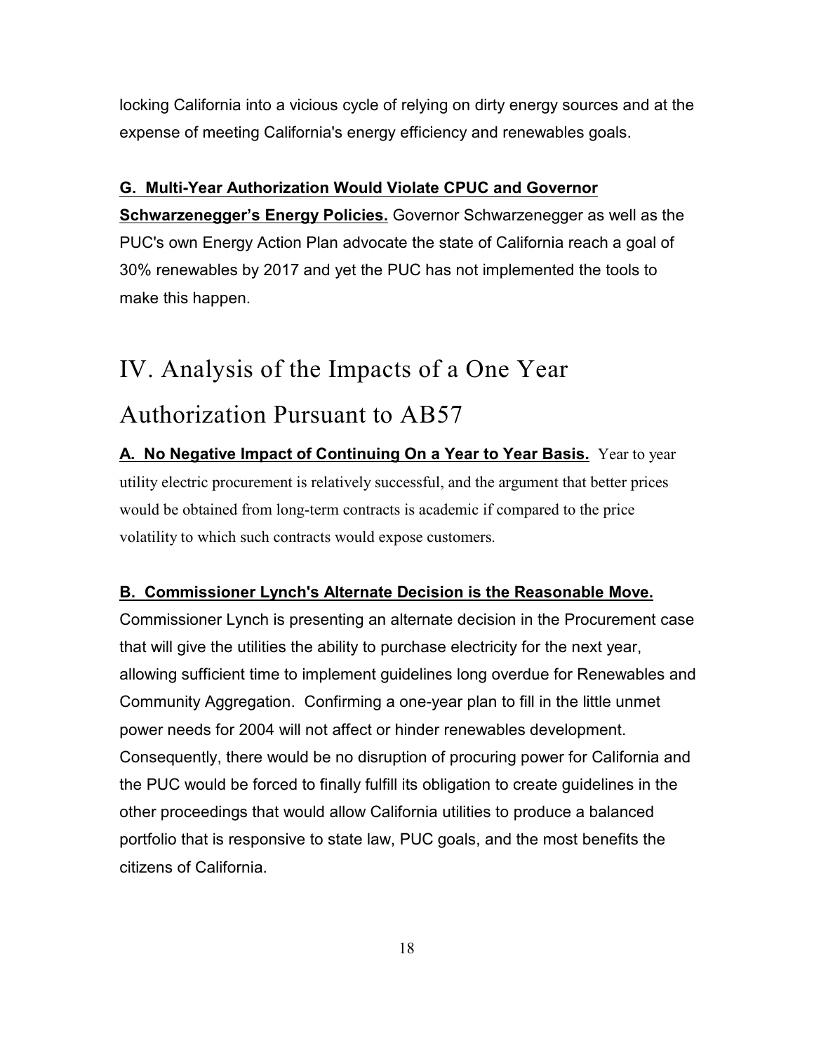locking California into a vicious cycle of relying on dirty energy sources and at the expense of meeting California's energy efficiency and renewables goals.

**G. Multi-Year Authorization Would Violate CPUC and Governor Schwarzenegger's Energy Policies.** Governor Schwarzenegger as well as the PUC's own Energy Action Plan advocate the state of California reach a goal of 30% renewables by 2017 and yet the PUC has not implemented the tools to make this happen.

# IV. Analysis of the Impacts of a One Year Authorization Pursuant to AB57

**A. No Negative Impact of Continuing On a Year to Year Basis.** Year to year utility electric procurement is relatively successful, and the argument that better prices would be obtained from long-term contracts is academic if compared to the price volatility to which such contracts would expose customers.

**B. Commissioner Lynch's Alternate Decision is the Reasonable Move.** Commissioner Lynch is presenting an alternate decision in the Procurement case that will give the utilities the ability to purchase electricity for the next year, allowing sufficient time to implement guidelines long overdue for Renewables and Community Aggregation. Confirming a one-year plan to fill in the little unmet power needs for 2004 will not affect or hinder renewables development. Consequently, there would be no disruption of procuring power for California and the PUC would be forced to finally fulfill its obligation to create guidelines in the other proceedings that would allow California utilities to produce a balanced portfolio that is responsive to state law, PUC goals, and the most benefits the citizens of California.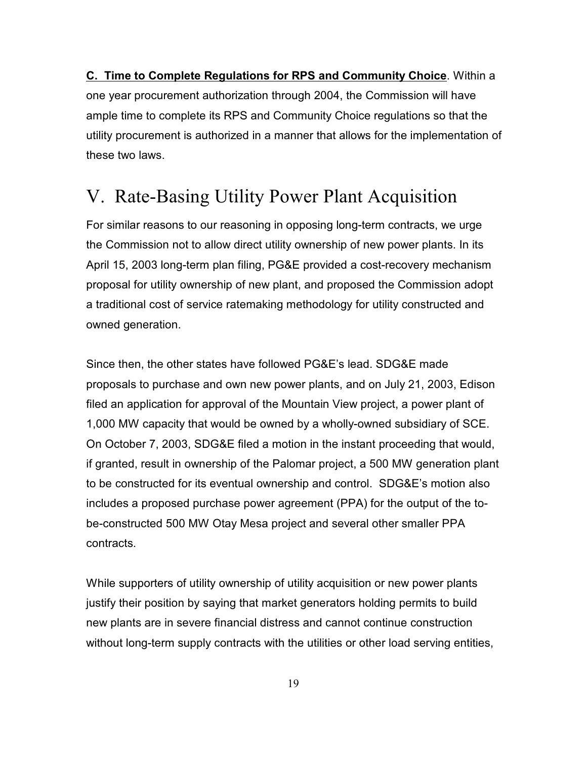**C. Time to Complete Regulations for RPS and Community Choice**. Within a one year procurement authorization through 2004, the Commission will have ample time to complete its RPS and Community Choice regulations so that the utility procurement is authorized in a manner that allows for the implementation of these two laws.

# V. Rate-Basing Utility Power Plant Acquisition

For similar reasons to our reasoning in opposing long-term contracts, we urge the Commission not to allow direct utility ownership of new power plants. In its April 15, 2003 long-term plan filing, PG&E provided a cost-recovery mechanism proposal for utility ownership of new plant, and proposed the Commission adopt a traditional cost of service ratemaking methodology for utility constructed and owned generation.

Since then, the other states have followed PG&E's lead. SDG&E made proposals to purchase and own new power plants, and on July 21, 2003, Edison filed an application for approval of the Mountain View project, a power plant of 1,000 MW capacity that would be owned by a wholly-owned subsidiary of SCE. On October 7, 2003, SDG&E filed a motion in the instant proceeding that would, if granted, result in ownership of the Palomar project, a 500 MW generation plant to be constructed for its eventual ownership and control. SDG&E's motion also includes a proposed purchase power agreement (PPA) for the output of the to-be-constructed 500 MW Otay Mesa project and several other smaller PPA contracts.

While supporters of utility ownership of utility acquisition or new power plants justify their position by saying that market generators holding permits to build new plants are in severe financial distress and cannot continue construction without long-term supply contracts with the utilities or other load serving entities,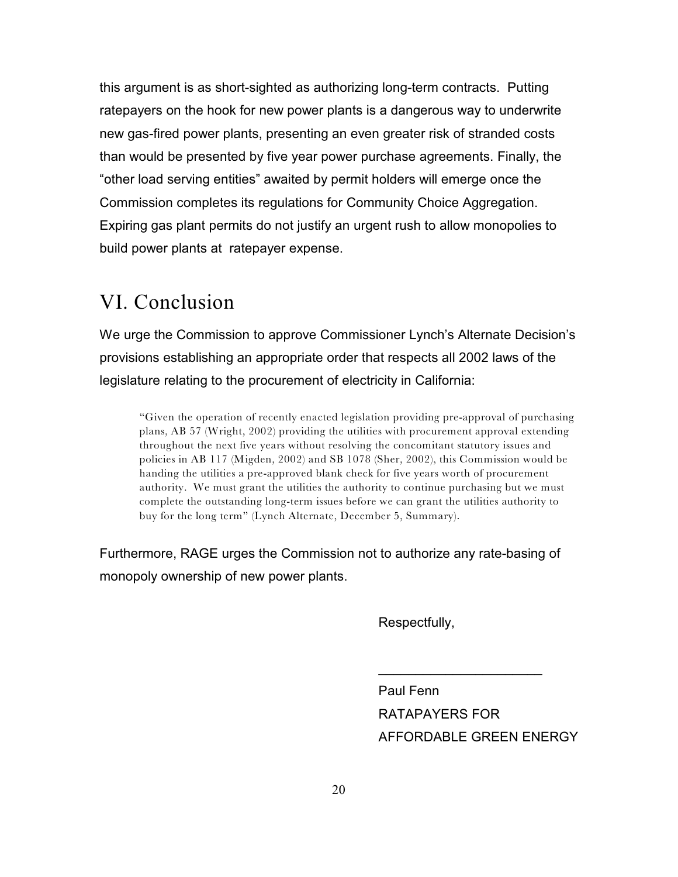this argument is as short-sighted as authorizing long-term contracts. Putting ratepayers on the hook for new power plants is a dangerous way to underwrite new gas-fired power plants, presenting an even greater risk of stranded costs than would be presented by five year power purchase agreements. Finally, the "other load serving entities" awaited by permit holders will emerge once the Commission completes its regulations for Community Choice Aggregation. Expiring gas plant permits do not justify an urgent rush to allow monopolies to build power plants at ratepayer expense.

# VI. Conclusion

We urge the Commission to approve Commissioner Lynch's Alternate Decision's provisions establishing an appropriate order that respects all 2002 laws of the legislature relating to the procurement of electricity in California:

> "Given the operation of recently enacted legislation providing pre-approval of purchasing plans, AB 57 (Wright, 2002) providing the utilities with procurement approval extending throughout the next five years without resolving the concomitant statutory issues and policies in AB 117 (Migden, 2002) and SB 1078 (Sher, 2002), this Commission would be handing the utilities a pre-approved blank check for five years worth of procurement authority. We must grant the utilities the authority to continue purchasing but we must complete the outstanding long-term issues before we can grant the utilities authority to buy for the long term" (Lynch Alternate, December 5, Summary).

Furthermore, RAGE urges the Commission not to authorize any rate-basing of monopoly ownership of new power plants.

Respectfully,

______________________

Paul Fenn
RATAPAYERS FOR
AFFORDABLE GREEN ENERGY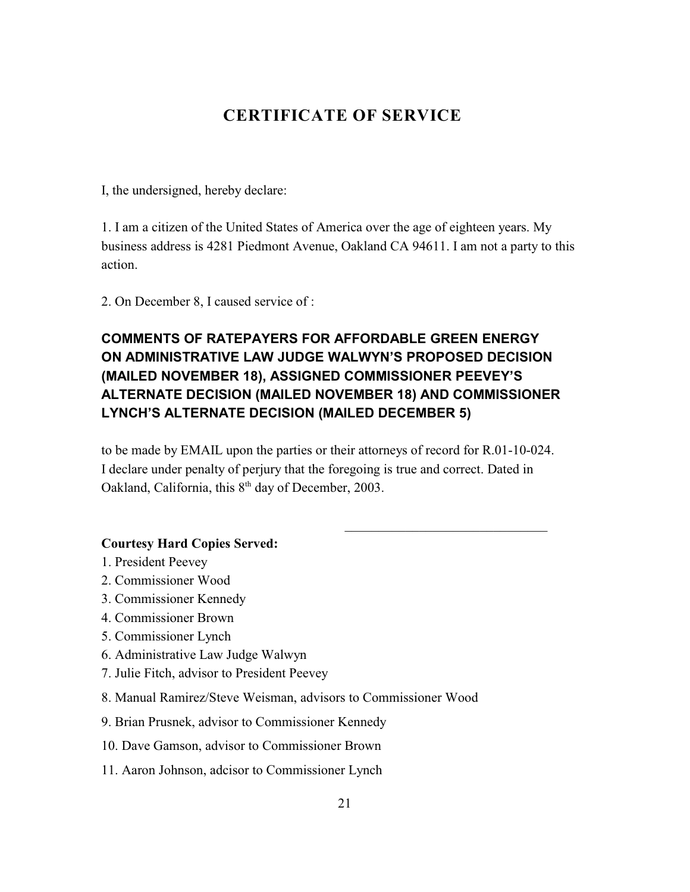# CERTIFICATE OF SERVICE

I, the undersigned, hereby declare:

1. I am a citizen of the United States of America over the age of eighteen years. My business address is 4281 Piedmont Avenue, Oakland CA 94611. I am not a party to this action.

2. On December 8, I caused service of :

**COMMENTS OF RATEPAYERS FOR AFFORDABLE GREEN ENERGY ON ADMINISTRATIVE LAW JUDGE WALWYN'S PROPOSED DECISION (MAILED NOVEMBER 18), ASSIGNED COMMISSIONER PEEVEY'S ALTERNATE DECISION (MAILED NOVEMBER 18) AND COMMISSIONER LYNCH'S ALTERNATE DECISION (MAILED DECEMBER 5)**

to be made by EMAIL upon the parties or their attorneys of record for R.01-10-024. I declare under penalty of perjury that the foregoing is true and correct. Dated in Oakland, California, this 8th day of December, 2003.

\_\_\_\_\_\_\_\_\_\_\_\_\_\_\_\_\_\_\_\_\_\_\_\_\_\_\_\_\_\_

**Courtesy Hard Copies Served:**

1. President Peevey
2. Commissioner Wood
3. Commissioner Kennedy
4. Commissioner Brown
5. Commissioner Lynch
6. Administrative Law Judge Walwyn
7. Julie Fitch, advisor to President Peevey
8. Manual Ramirez/Steve Weisman, advisors to Commissioner Wood
9. Brian Prusnek, advisor to Commissioner Kennedy
10. Dave Gamson, advisor to Commissioner Brown
11. Aaron Johnson, adcisor to Commissioner Lynch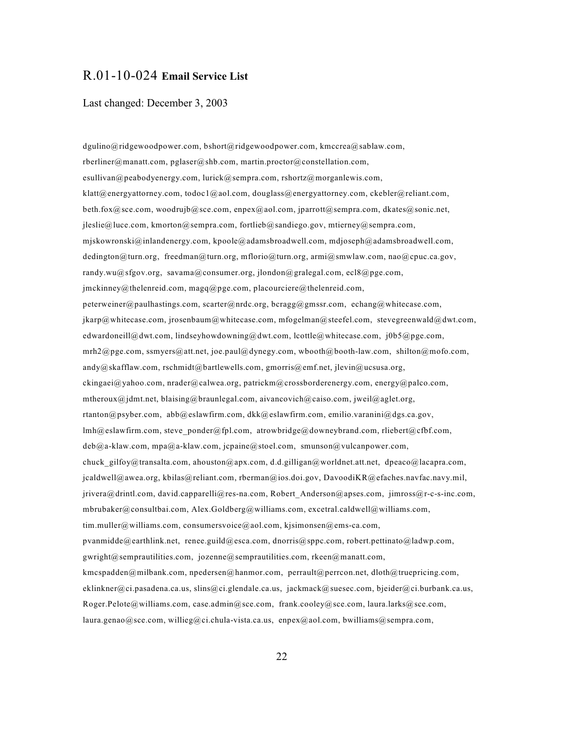## R.01-10-024 **Email Service List**

Last changed: December 3, 2003

dgulino@ridgewoodpower.com, bshort@ridgewoodpower.com, kmccrea@sablaw.com, rberliner@manatt.com, pglaser@shb.com, martin.proctor@constellation.com, esullivan@peabodyenergy.com, lurick@sempra.com, rshortz@morganlewis.com, klatt@energyattorney.com, todoc1@aol.com, douglass@energyattorney.com, ckebler@reliant.com, beth.fox@sce.com, woodrujb@sce.com, enpex@aol.com, jparrott@sempra.com, dkates@sonic.net, jleslie@luce.com, kmorton@sempra.com, fortlieb@sandiego.gov, mtierney@sempra.com, mjskowronski@inlandenergy.com, kpoole@adamsbroadwell.com, mdjoseph@adamsbroadwell.com, dedington@turn.org, freedman@turn.org, mflorio@turn.org, armi@smwlaw.com, nao@cpuc.ca.gov, randy.wu@sfgov.org, savama@consumer.org, jlondon@gralegal.com, ecl8@pge.com, jmckinney@thelenreid.com, magq@pge.com, placourciere@thelenreid.com, peterweiner@paulhastings.com, scarter@nrdc.org, bcragg@gmssr.com, echang@whitecase.com, jkarp@whitecase.com, jrosenbaum@whitecase.com, mfogelman@steefel.com, stevegreenwald@dwt.com, edwardoneill@dwt.com, lindseyhowdowning@dwt.com, lcottle@whitecase.com, j0b5@pge.com, mrh2@pge.com, ssmyers@att.net, joe.paul@dynegy.com, wbooth@booth-law.com, shilton@mofo.com, andy@skafflaw.com, rschmidt@bartlewells.com, gmorris@emf.net, jlevin@ucsusa.org, ckingaei@yahoo.com, nrader@calwea.org, patrickm@crossborderenergy.com, energy@palco.com, mtheroux@jdmt.net, blaising@braunlegal.com, aivancovich@caiso.com, jweil@aglet.org, rtanton@psyber.com, abb@eslawfirm.com, dkk@eslawfirm.com, emilio.varanini@dgs.ca.gov, lmh@eslawfirm.com, steve_ponder@fpl.com, atrowbridge@downeybrand.com, rliebert@cfbf.com, deb@a-klaw.com, mpa@a-klaw.com, jcpaine@stoel.com, smunson@vulcanpower.com, chuck_gilfoy@transalta.com, ahouston@apx.com, d.d.gilligan@worldnet.att.net, dpeaco@lacapra.com, jcaldwell@awea.org, kbilas@reliant.com, rberman@ios.doi.gov, DavoodiKR@efaches.navfac.navy.mil, jrivera@drintl.com, david.capparelli@res-na.com, Robert_Anderson@apses.com, jimross@r-c-s-inc.com, mbrubaker@consultbai.com, Alex.Goldberg@williams.com, excetral.caldwell@williams.com, tim.muller@williams.com, consumersvoice@aol.com, kjsimonsen@ems-ca.com, pvanmidde@earthlink.net, renee.guild@esca.com, dnorris@sppc.com, robert.pettinato@ladwp.com, gwright@semprautilities.com, jozenne@semprautilities.com, rkeen@manatt.com, kmcspadden@milbank.com, npedersen@hanmor.com, perrault@perrcon.net, dloth@truepricing.com, eklinkner@ci.pasadena.ca.us, slins@ci.glendale.ca.us, jackmack@suesec.com, bjeider@ci.burbank.ca.us, Roger.Pelote@williams.com, case.admin@sce.com, frank.cooley@sce.com, laura.larks@sce.com, laura.genao@sce.com, willieg@ci.chula-vista.ca.us, enpex@aol.com, bwilliams@sempra.com,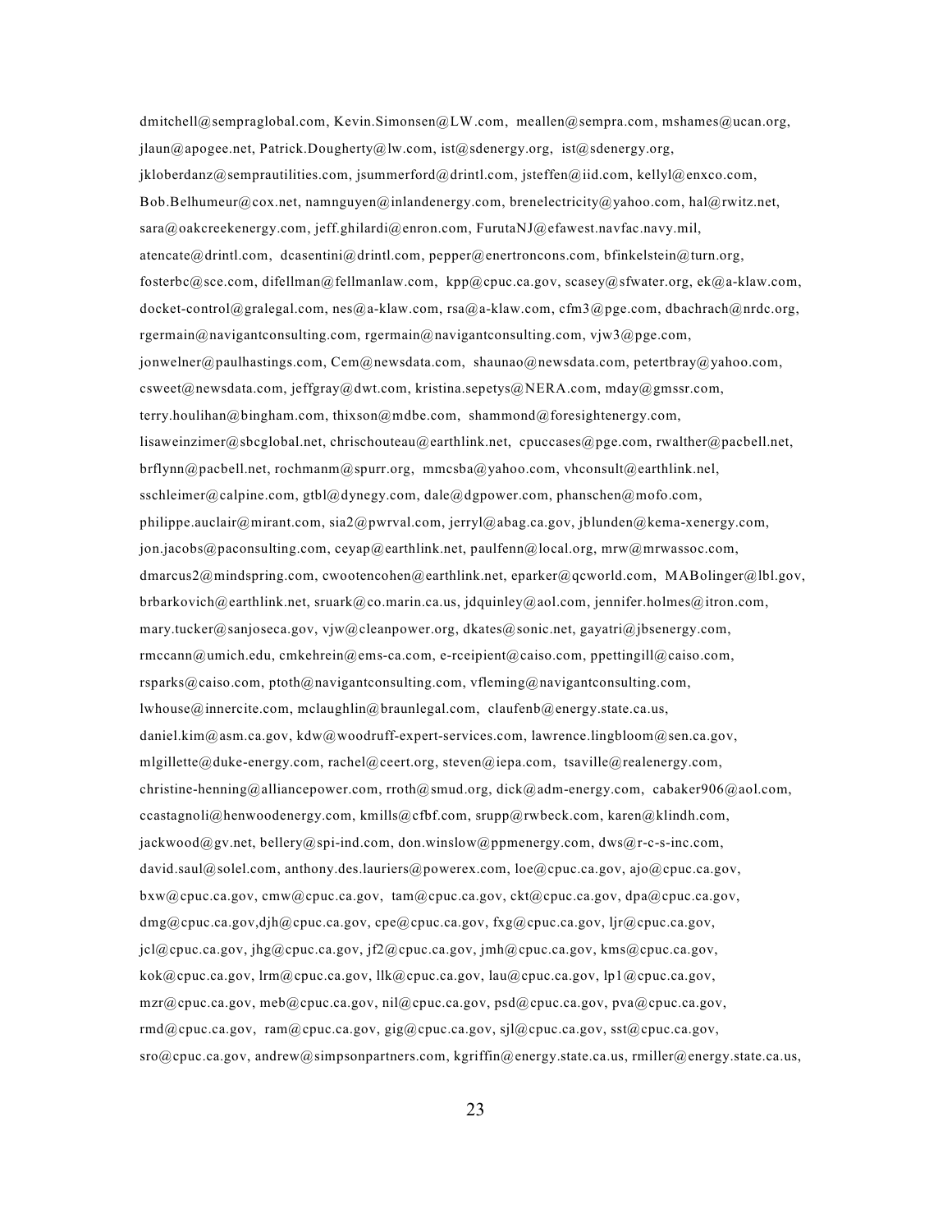dmitchell@sempraglobal.com, Kevin.Simonsen@LW.com, meallen@sempra.com, mshames@ucan.org, jlaun@apogee.net, Patrick.Dougherty@lw.com, ist@sdenergy.org, ist@sdenergy.org, jkloberdanz@semprautilities.com, jsummerford@drintl.com, jsteffen@iid.com, kellyl@enxco.com, Bob.Belhumeur@cox.net, namnguyen@inlandenergy.com, brenelectricity@yahoo.com, hal@rwitz.net, sara@oakcreekenergy.com, jeff.ghilardi@enron.com, FurutaNJ@efawest.navfac.navy.mil, atencate@drintl.com, dcasentini@drintl.com, pepper@enertroncons.com, bfinkelstein@turn.org, fosterbc@sce.com, difellman@fellmanlaw.com, kpp@cpuc.ca.gov, scasey@sfwater.org, ek@a-klaw.com, docket-control@gralegal.com, nes@a-klaw.com, rsa@a-klaw.com, cfm3@pge.com, dbachrach@nrdc.org, rgermain@navigantconsulting.com, rgermain@navigantconsulting.com, vjw3@pge.com, jonwelner@paulhastings.com, Cem@newsdata.com, shaunao@newsdata.com, petertbray@yahoo.com, csweet@newsdata.com, jeffgray@dwt.com, kristina.sepetys@NERA.com, mday@gmssr.com, terry.houlihan@bingham.com, thixson@mdbe.com, shammond@foresightenergy.com, lisaweinzimer@sbcglobal.net, chrischouteau@earthlink.net, cpuccases@pge.com, rwalther@pacbell.net, brflynn@pacbell.net, rochmanm@spurr.org, mmcsba@yahoo.com, vhconsult@earthlink.nel, sschleimer@calpine.com, gtbl@dynegy.com, dale@dgpower.com, phanschen@mofo.com, philippe.auclair@mirant.com, sia2@pwrval.com, jerryl@abag.ca.gov, jblunden@kema-xenergy.com, jon.jacobs@paconsulting.com, ceyap@earthlink.net, paulfenn@local.org, mrw@mrwassoc.com, dmarcus2@mindspring.com, cwootencohen@earthlink.net, eparker@qcworld.com, MABolinger@lbl.gov, brbarkovich@earthlink.net, sruark@co.marin.ca.us, jdquinley@aol.com, jennifer.holmes@itron.com, mary.tucker@sanjoseca.gov, vjw@cleanpower.org, dkates@sonic.net, gayatri@jbsenergy.com, rmccann@umich.edu, cmkehrein@ems-ca.com, e-rceipient@caiso.com, ppettingill@caiso.com, rsparks@caiso.com, ptoth@navigantconsulting.com, vfleming@navigantconsulting.com, lwhouse@innercite.com, mclaughlin@braunlegal.com, claufenb@energy.state.ca.us, daniel.kim@asm.ca.gov, kdw@woodruff-expert-services.com, lawrence.lingbloom@sen.ca.gov, mlgillette@duke-energy.com, rachel@ceert.org, steven@iepa.com, tsaville@realenergy.com, christine-henning@alliancepower.com, rroth@smud.org, dick@adm-energy.com, cabaker906@aol.com, ccastagnoli@henwoodenergy.com, kmills@cfbf.com, srupp@rwbeck.com, karen@klindh.com, jackwood@gv.net, bellery@spi-ind.com, don.winslow@ppmenergy.com, dws@r-c-s-inc.com, david.saul@solel.com, anthony.des.lauriers@powerex.com, loe@cpuc.ca.gov, ajo@cpuc.ca.gov, bxw@cpuc.ca.gov, cmw@cpuc.ca.gov, tam@cpuc.ca.gov, ckt@cpuc.ca.gov, dpa@cpuc.ca.gov, dmg@cpuc.ca.gov,djh@cpuc.ca.gov, cpe@cpuc.ca.gov, fxg@cpuc.ca.gov, ljr@cpuc.ca.gov, jcl@cpuc.ca.gov, jhg@cpuc.ca.gov, jf2@cpuc.ca.gov, jmh@cpuc.ca.gov, kms@cpuc.ca.gov, kok@cpuc.ca.gov, lrm@cpuc.ca.gov, llk@cpuc.ca.gov, lau@cpuc.ca.gov, lp1@cpuc.ca.gov, mzr@cpuc.ca.gov, meb@cpuc.ca.gov, nil@cpuc.ca.gov, psd@cpuc.ca.gov, pva@cpuc.ca.gov, rmd@cpuc.ca.gov, ram@cpuc.ca.gov, gig@cpuc.ca.gov, sjl@cpuc.ca.gov, sst@cpuc.ca.gov, sro@cpuc.ca.gov, andrew@simpsonpartners.com, kgriffin@energy.state.ca.us, rmiller@energy.state.ca.us,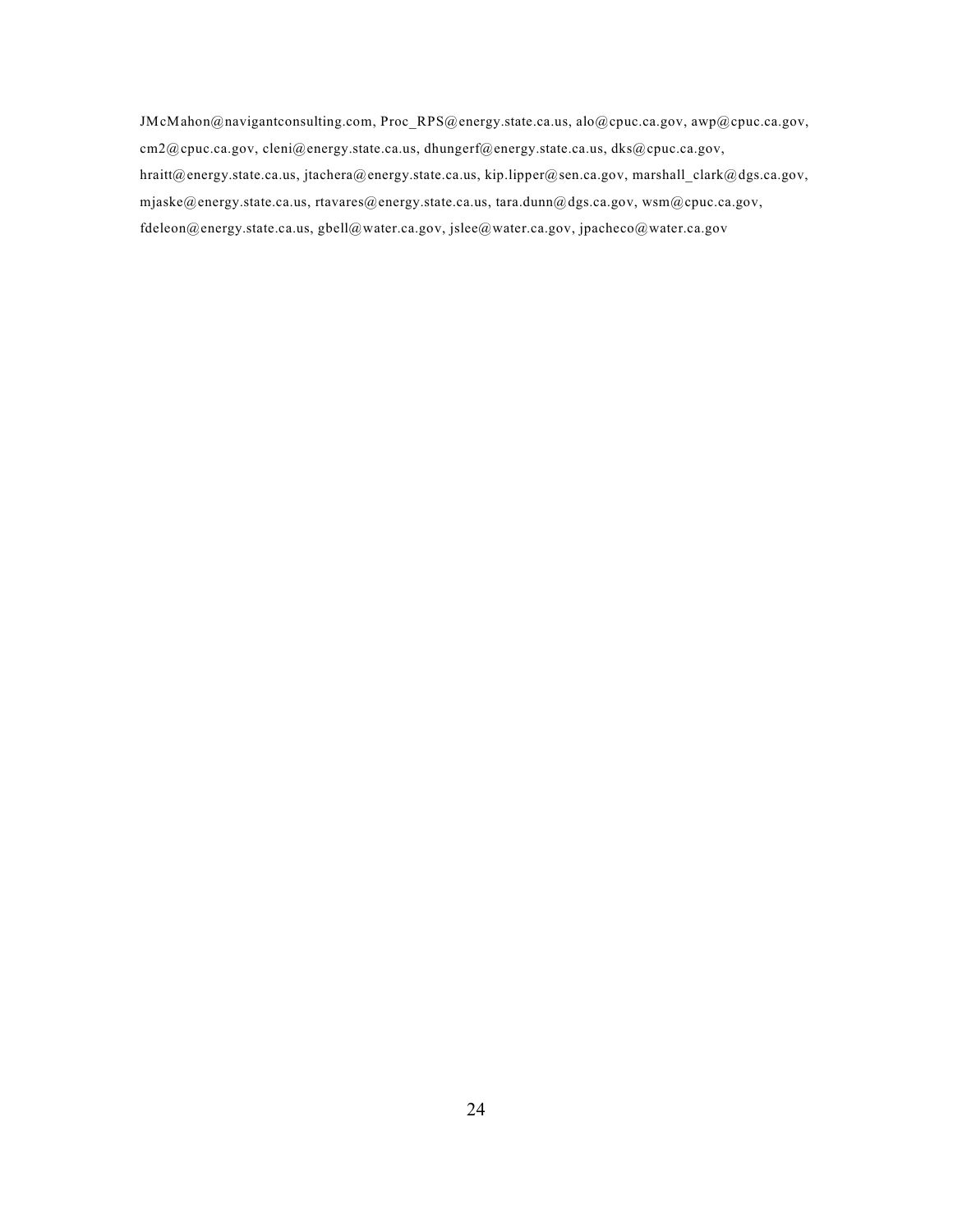JMcMahon@navigantconsulting.com, Proc_RPS@energy.state.ca.us, alo@cpuc.ca.gov, awp@cpuc.ca.gov, cm2@cpuc.ca.gov, cleni@energy.state.ca.us, dhungerf@energy.state.ca.us, dks@cpuc.ca.gov, hraitt@energy.state.ca.us, jtachera@energy.state.ca.us, kip.lipper@sen.ca.gov, marshall_clark@dgs.ca.gov, mjaske@energy.state.ca.us, rtavares@energy.state.ca.us, tara.dunn@dgs.ca.gov, wsm@cpuc.ca.gov, fdeleon@energy.state.ca.us, gbell@water.ca.gov, jslee@water.ca.gov, jpacheco@water.ca.gov